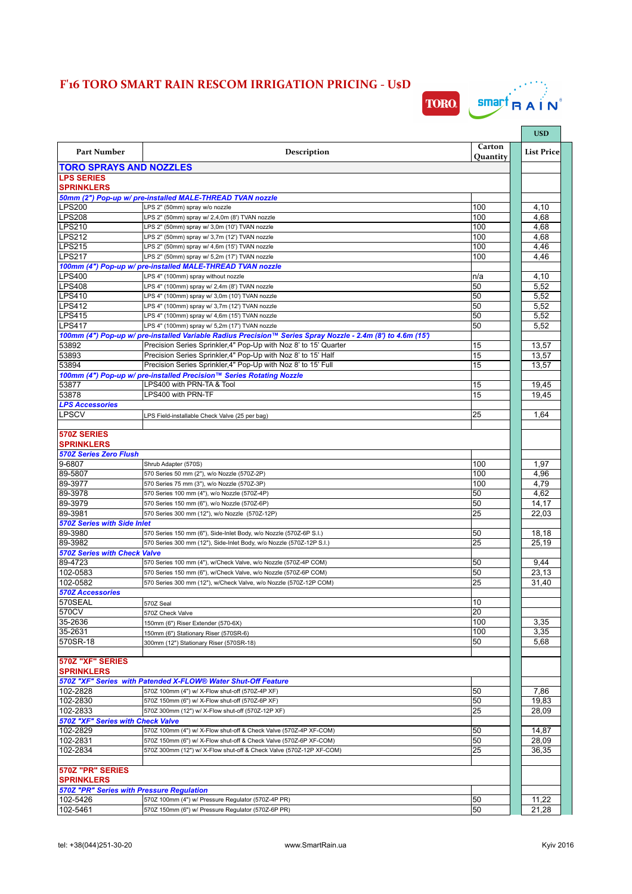# F'16 TORO SMART RAIN RESCOM IRRIGATION PRICING - U$D

| Part Number | Description | Carton Quantity | USD List Price |
|---|---|---|---|
| **TORO SPRAYS AND NOZZLES** | | | |
| **LPS SERIES SPRINKLERS** | | | |
| ***50mm (2") Pop-up w/ pre-installed MALE-THREAD TVAN nozzle*** | | | |
| LPS200 | LPS 2" (50mm) spray w/o nozzle | 100 | 4,10 |
| LPS208 | LPS 2" (50mm) spray w/ 2,4,0m (8') TVAN nozzle | 100 | 4,68 |
| LPS210 | LPS 2" (50mm) spray w/ 3,0m (10') TVAN nozzle | 100 | 4,68 |
| LPS212 | LPS 2" (50mm) spray w/ 3,7m (12') TVAN nozzle | 100 | 4,68 |
| LPS215 | LPS 2" (50mm) spray w/ 4,6m (15') TVAN nozzle | 100 | 4,46 |
| LPS217 | LPS 2" (50mm) spray w/ 5,2m (17') TVAN nozzle | 100 | 4,46 |
| ***100mm (4") Pop-up w/ pre-installed MALE-THREAD TVAN nozzle*** | | | |
| LPS400 | LPS 4" (100mm) spray without nozzle | n/a | 4,10 |
| LPS408 | LPS 4" (100mm) spray w/ 2,4m (8') TVAN nozzle | 50 | 5,52 |
| LPS410 | LPS 4" (100mm) spray w/ 3,0m (10') TVAN nozzle | 50 | 5,52 |
| LPS412 | LPS 4" (100mm) spray w/ 3,7m (12') TVAN nozzle | 50 | 5,52 |
| LPS415 | LPS 4" (100mm) spray w/ 4,6m (15') TVAN nozzle | 50 | 5,52 |
| LPS417 | LPS 4" (100mm) spray w/ 5,2m (17') TVAN nozzle | 50 | 5,52 |
| ***100mm (4") Pop-up w/ pre-installed Variable Radius Precision™ Series Spray Nozzle - 2.4m (8') to 4.6m (15')*** | | | |
| 53892 | Precision Series Sprinkler,4" Pop-Up with Noz 8' to 15' Quarter | 15 | 13,57 |
| 53893 | Precision Series Sprinkler,4" Pop-Up with Noz 8' to 15' Half | 15 | 13,57 |
| 53894 | Precision Series Sprinkler,4" Pop-Up with Noz 8' to 15' Full | 15 | 13,57 |
| ***100mm (4") Pop-up w/ pre-installed Precision™ Series Rotating Nozzle*** | | | |
| 53877 | LPS400 with PRN-TA & Tool | 15 | 19,45 |
| 53878 | LPS400 with PRN-TF | 15 | 19,45 |
| ***LPS Accessories*** | | | |
| LPSCV | LPS Field-installable Check Valve (25 per bag) | 25 | 1,64 |
| | | | |
| **570Z SERIES SPRINKLERS** | | | |
| ***570Z Series Zero Flush*** | | | |
| 9-6807 | Shrub Adapter (570S) | 100 | 1,97 |
| 89-5807 | 570 Series 50 mm (2"), w/o Nozzle (570Z-2P) | 100 | 4,96 |
| 89-3977 | 570 Series 75 mm (3"), w/o Nozzle (570Z-3P) | 100 | 4,79 |
| 89-3978 | 570 Series 100 mm (4"), w/o Nozzle (570Z-4P) | 50 | 4,62 |
| 89-3979 | 570 Series 150 mm (6"), w/o Nozzle (570Z-6P) | 50 | 14,17 |
| 89-3981 | 570 Series 300 mm (12"), w/o Nozzle (570Z-12P) | 25 | 22,03 |
| ***570Z Series with Side Inlet*** | | | |
| 89-3980 | 570 Series 150 mm (6"), Side-Inlet Body, w/o Nozzle (570Z-6P S.I.) | 50 | 18,18 |
| 89-3982 | 570 Series 300 mm (12"), Side-Inlet Body, w/o Nozzle (570Z-12P S.I.) | 25 | 25,19 |
| ***570Z Series with Check Valve*** | | | |
| 89-4723 | 570 Series 100 mm (4"), w/Check Valve, w/o Nozzle (570Z-4P COM) | 50 | 9,44 |
| 102-0583 | 570 Series 150 mm (6"), w/Check Valve, w/o Nozzle (570Z-6P COM) | 50 | 23,13 |
| 102-0582 | 570 Series 300 mm (12"), w/Check Valve, w/o Nozzle (570Z-12P COM) | 25 | 31,40 |
| ***570Z Accessories*** | | | |
| 570SEAL | 570Z Seal | 10 | |
| 570CV | 570Z Check Valve | 20 | |
| 35-2636 | 150mm (6") Riser Extender (570-6X) | 100 | 3,35 |
| 35-2631 | 150mm (6") Stationary Riser (570SR-6) | 100 | 3,35 |
| 570SR-18 | 300mm (12") Stationary Riser (570SR-18) | 50 | 5,68 |
| | | | |
| **570Z "XF" SERIES SPRINKLERS** | | | |
| ***570Z "XF" Series with Patended X-FLOW® Water Shut-Off Feature*** | | | |
| 102-2828 | 570Z 100mm (4") w/ X-Flow shut-off (570Z-4P XF) | 50 | 7,86 |
| 102-2830 | 570Z 150mm (6") w/ X-Flow shut-off (570Z-6P XF) | 50 | 19,83 |
| 102-2833 | 570Z 300mm (12") w/ X-Flow shut-off (570Z-12P XF) | 25 | 28,09 |
| ***570Z "XF" Series with Check Valve*** | | | |
| 102-2829 | 570Z 100mm (4") w/ X-Flow shut-off & Check Valve (570Z-4P XF-COM) | 50 | 14,87 |
| 102-2831 | 570Z 150mm (6") w/ X-Flow shut-off & Check Valve (570Z-6P XF-COM) | 50 | 28,09 |
| 102-2834 | 570Z 300mm (12") w/ X-Flow shut-off & Check Valve (570Z-12P XF-COM) | 25 | 36,35 |
| | | | |
| **570Z "PR" SERIES SPRINKLERS** | | | |
| ***570Z "PR" Series with Pressure Regulation*** | | | |
| 102-5426 | 570Z 100mm (4") w/ Pressure Regulator (570Z-4P PR) | 50 | 11,22 |
| 102-5461 | 570Z 150mm (6") w/ Pressure Regulator (570Z-6P PR) | 50 | 21,28 |

tel: +38(044)251-30-20 www.SmartRain.ua Kyiv 2016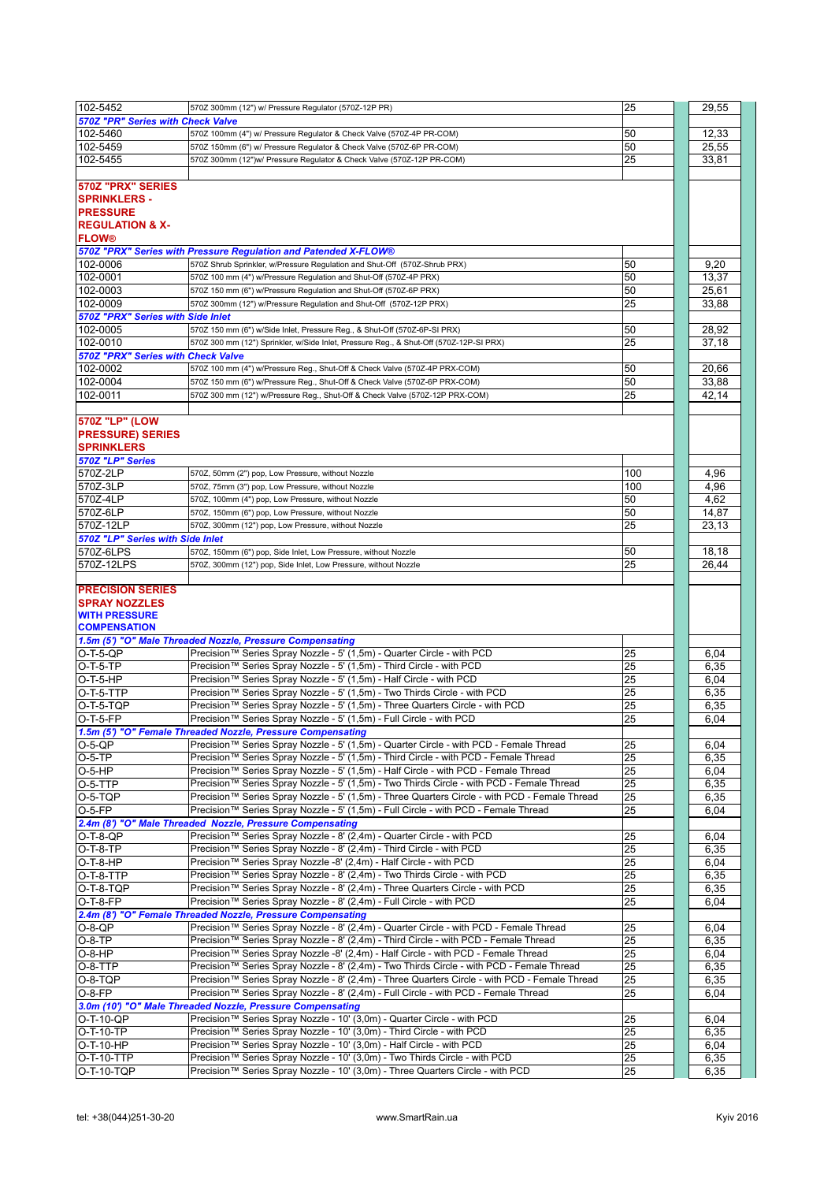| | | | | |
|---|---|---|---|---|
| 102-5452 | 570Z 300mm (12") w/ Pressure Regulator (570Z-12P PR) | 25 | | 29,55 |
| ***570Z "PR" Series with Check Valve*** | | | | |
| 102-5460 | 570Z 100mm (4") w/ Pressure Regulator & Check Valve (570Z-4P PR-COM) | 50 | | 12,33 |
| 102-5459 | 570Z 150mm (6") w/ Pressure Regulator & Check Valve (570Z-6P PR-COM) | 50 | | 25,55 |
| 102-5455 | 570Z 300mm (12")w/ Pressure Regulator & Check Valve (570Z-12P PR-COM) | 25 | | 33,81 |
| | | | | |
| **570Z "PRX" SERIES SPRINKLERS - PRESSURE REGULATION & X-FLOW®** | | | | |
| ***570Z "PRX" Series with Pressure Regulation and Patended X-FLOW®*** | | | | |
| 102-0006 | 570Z Shrub Sprinkler, w/Pressure Regulation and Shut-Off (570Z-Shrub PRX) | 50 | | 9,20 |
| 102-0001 | 570Z 100 mm (4") w/Pressure Regulation and Shut-Off (570Z-4P PRX) | 50 | | 13,37 |
| 102-0003 | 570Z 150 mm (6") w/Pressure Regulation and Shut-Off (570Z-6P PRX) | 50 | | 25,61 |
| 102-0009 | 570Z 300mm (12") w/Pressure Regulation and Shut-Off (570Z-12P PRX) | 25 | | 33,88 |
| ***570Z "PRX" Series with Side Inlet*** | | | | |
| 102-0005 | 570Z 150 mm (6") w/Side Inlet, Pressure Reg., & Shut-Off (570Z-6P-SI PRX) | 50 | | 28,92 |
| 102-0010 | 570Z 300 mm (12") Sprinkler, w/Side Inlet, Pressure Reg., & Shut-Off (570Z-12P-SI PRX) | 25 | | 37,18 |
| ***570Z "PRX" Series with Check Valve*** | | | | |
| 102-0002 | 570Z 100 mm (4") w/Pressure Reg., Shut-Off & Check Valve (570Z-4P PRX-COM) | 50 | | 20,66 |
| 102-0004 | 570Z 150 mm (6") w/Pressure Reg., Shut-Off & Check Valve (570Z-6P PRX-COM) | 50 | | 33,88 |
| 102-0011 | 570Z 300 mm (12") w/Pressure Reg., Shut-Off & Check Valve (570Z-12P PRX-COM) | 25 | | 42,14 |
| | | | | |
| **570Z "LP" (LOW PRESSURE) SERIES SPRINKLERS** | | | | |
| ***570Z "LP" Series*** | | | | |
| 570Z-2LP | 570Z, 50mm (2") pop, Low Pressure, without Nozzle | 100 | | 4,96 |
| 570Z-3LP | 570Z, 75mm (3") pop, Low Pressure, without Nozzle | 100 | | 4,96 |
| 570Z-4LP | 570Z, 100mm (4") pop, Low Pressure, without Nozzle | 50 | | 4,62 |
| 570Z-6LP | 570Z, 150mm (6") pop, Low Pressure, without Nozzle | 50 | | 14,87 |
| 570Z-12LP | 570Z, 300mm (12") pop, Low Pressure, without Nozzle | 25 | | 23,13 |
| ***570Z "LP" Series with Side Inlet*** | | | | |
| 570Z-6LPS | 570Z, 150mm (6") pop, Side Inlet, Low Pressure, without Nozzle | 50 | | 18,18 |
| 570Z-12LPS | 570Z, 300mm (12") pop, Side Inlet, Low Pressure, without Nozzle | 25 | | 26,44 |
| | | | | |
| **PRECISION SERIES SPRAY NOZZLES WITH PRESSURE COMPENSATION** | | | | |
| ***1.5m (5') "O" Male Threaded Nozzle, Pressure Compensating*** | | | | |
| O-T-5-QP | Precision™ Series Spray Nozzle - 5' (1,5m) - Quarter Circle - with PCD | 25 | | 6,04 |
| O-T-5-TP | Precision™ Series Spray Nozzle - 5' (1,5m) - Third Circle - with PCD | 25 | | 6,35 |
| O-T-5-HP | Precision™ Series Spray Nozzle - 5' (1,5m) - Half Circle - with PCD | 25 | | 6,04 |
| O-T-5-TTP | Precision™ Series Spray Nozzle - 5' (1,5m) - Two Thirds Circle - with PCD | 25 | | 6,35 |
| O-T-5-TQP | Precision™ Series Spray Nozzle - 5' (1,5m) - Three Quarters Circle - with PCD | 25 | | 6,35 |
| O-T-5-FP | Precision™ Series Spray Nozzle - 5' (1,5m) - Full Circle - with PCD | 25 | | 6,04 |
| ***1.5m (5') "O" Female Threaded Nozzle, Pressure Compensating*** | | | | |
| O-5-QP | Precision™ Series Spray Nozzle - 5' (1,5m) - Quarter Circle - with PCD - Female Thread | 25 | | 6,04 |
| O-5-TP | Precision™ Series Spray Nozzle - 5' (1,5m) - Third Circle - with PCD - Female Thread | 25 | | 6,35 |
| O-5-HP | Precision™ Series Spray Nozzle - 5' (1,5m) - Half Circle - with PCD - Female Thread | 25 | | 6,04 |
| O-5-TTP | Precision™ Series Spray Nozzle - 5' (1,5m) - Two Thirds Circle - with PCD - Female Thread | 25 | | 6,35 |
| O-5-TQP | Precision™ Series Spray Nozzle - 5' (1,5m) - Three Quarters Circle - with PCD - Female Thread | 25 | | 6,35 |
| O-5-FP | Precision™ Series Spray Nozzle - 5' (1,5m) - Full Circle - with PCD - Female Thread | 25 | | 6,04 |
| ***2.4m (8') "O" Male Threaded Nozzle, Pressure Compensating*** | | | | |
| O-T-8-QP | Precision™ Series Spray Nozzle - 8' (2,4m) - Quarter Circle - with PCD | 25 | | 6,04 |
| O-T-8-TP | Precision™ Series Spray Nozzle - 8' (2,4m) - Third Circle - with PCD | 25 | | 6,35 |
| O-T-8-HP | Precision™ Series Spray Nozzle -8' (2,4m) - Half Circle - with PCD | 25 | | 6,04 |
| O-T-8-TTP | Precision™ Series Spray Nozzle - 8' (2,4m) - Two Thirds Circle - with PCD | 25 | | 6,35 |
| O-T-8-TQP | Precision™ Series Spray Nozzle - 8' (2,4m) - Three Quarters Circle - with PCD | 25 | | 6,35 |
| O-T-8-FP | Precision™ Series Spray Nozzle - 8' (2,4m) - Full Circle - with PCD | 25 | | 6,04 |
| ***2.4m (8') "O" Female Threaded Nozzle, Pressure Compensating*** | | | | |
| O-8-QP | Precision™ Series Spray Nozzle - 8' (2,4m) - Quarter Circle - with PCD - Female Thread | 25 | | 6,04 |
| O-8-TP | Precision™ Series Spray Nozzle - 8' (2,4m) - Third Circle - with PCD - Female Thread | 25 | | 6,35 |
| O-8-HP | Precision™ Series Spray Nozzle -8' (2,4m) - Half Circle - with PCD - Female Thread | 25 | | 6,04 |
| O-8-TTP | Precision™ Series Spray Nozzle - 8' (2,4m) - Two Thirds Circle - with PCD - Female Thread | 25 | | 6,35 |
| O-8-TQP | Precision™ Series Spray Nozzle - 8' (2,4m) - Three Quarters Circle - with PCD - Female Thread | 25 | | 6,35 |
| O-8-FP | Precision™ Series Spray Nozzle - 8' (2,4m) - Full Circle - with PCD - Female Thread | 25 | | 6,04 |
| ***3.0m (10') "O" Male Threaded Nozzle, Pressure Compensating*** | | | | |
| O-T-10-QP | Precision™ Series Spray Nozzle - 10' (3,0m) - Quarter Circle - with PCD | 25 | | 6,04 |
| O-T-10-TP | Precision™ Series Spray Nozzle - 10' (3,0m) - Third Circle - with PCD | 25 | | 6,35 |
| O-T-10-HP | Precision™ Series Spray Nozzle - 10' (3,0m) - Half Circle - with PCD | 25 | | 6,04 |
| O-T-10-TTP | Precision™ Series Spray Nozzle - 10' (3,0m) - Two Thirds Circle - with PCD | 25 | | 6,35 |
| O-T-10-TQP | Precision™ Series Spray Nozzle - 10' (3,0m) - Three Quarters Circle - with PCD | 25 | | 6,35 |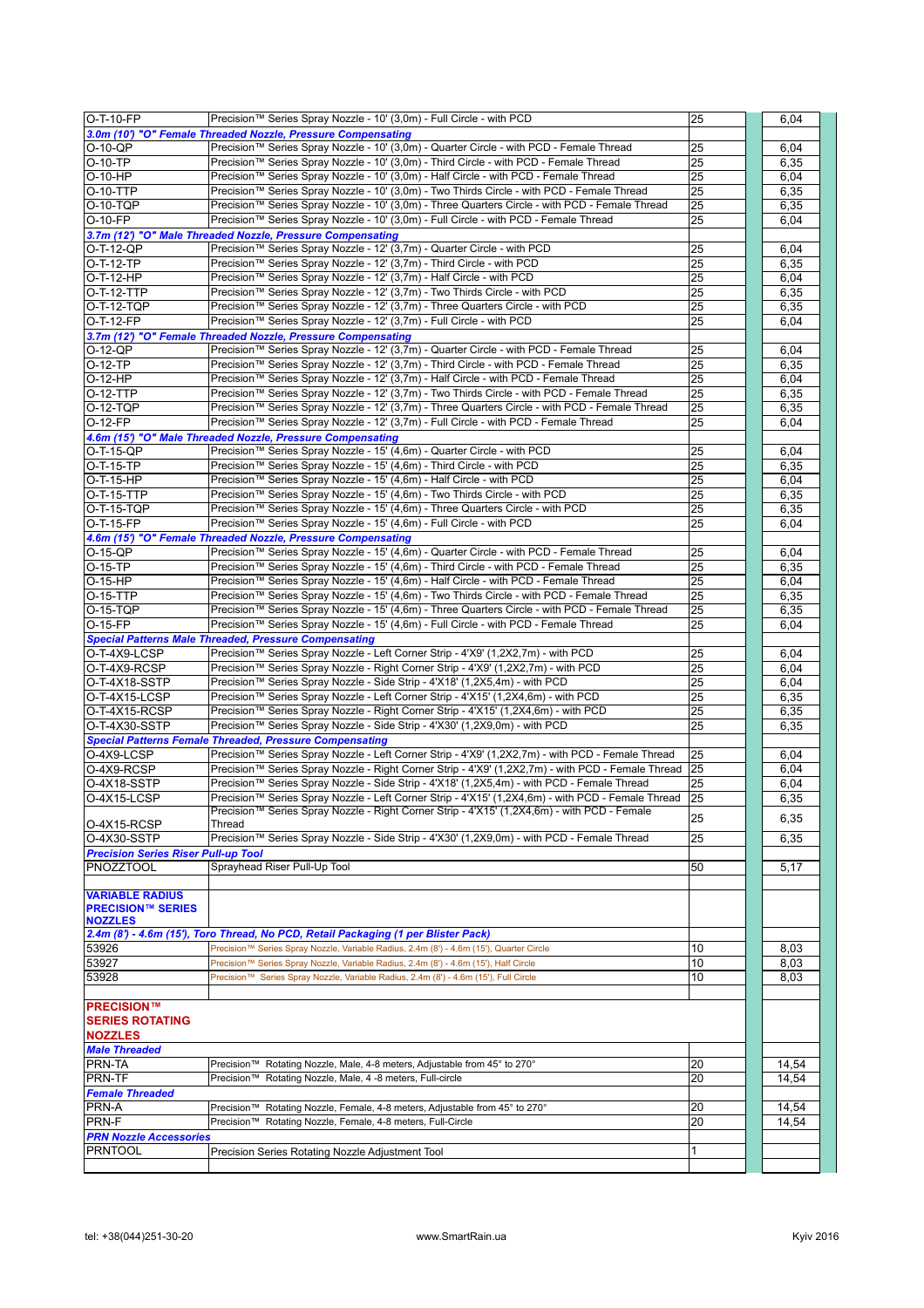| | | | | |
|---|---|---|---|---|
| O-T-10-FP | Precision™ Series Spray Nozzle - 10' (3,0m) - Full Circle - with PCD | 25 | | 6,04 |
| ***3.0m (10') "O" Female Threaded Nozzle, Pressure Compensating*** | | | | |
| O-10-QP | Precision™ Series Spray Nozzle - 10' (3,0m) - Quarter Circle - with PCD - Female Thread | 25 | | 6,04 |
| O-10-TP | Precision™ Series Spray Nozzle - 10' (3,0m) - Third Circle - with PCD - Female Thread | 25 | | 6,35 |
| O-10-HP | Precision™ Series Spray Nozzle - 10' (3,0m) - Half Circle - with PCD - Female Thread | 25 | | 6,04 |
| O-10-TTP | Precision™ Series Spray Nozzle - 10' (3,0m) - Two Thirds Circle - with PCD - Female Thread | 25 | | 6,35 |
| O-10-TQP | Precision™ Series Spray Nozzle - 10' (3,0m) - Three Quarters Circle - with PCD - Female Thread | 25 | | 6,35 |
| O-10-FP | Precision™ Series Spray Nozzle - 10' (3,0m) - Full Circle - with PCD - Female Thread | 25 | | 6,04 |
| ***3.7m (12') "O" Male Threaded Nozzle, Pressure Compensating*** | | | | |
| O-T-12-QP | Precision™ Series Spray Nozzle - 12' (3,7m) - Quarter Circle - with PCD | 25 | | 6,04 |
| O-T-12-TP | Precision™ Series Spray Nozzle - 12' (3,7m) - Third Circle - with PCD | 25 | | 6,35 |
| O-T-12-HP | Precision™ Series Spray Nozzle - 12' (3,7m) - Half Circle - with PCD | 25 | | 6,04 |
| O-T-12-TTP | Precision™ Series Spray Nozzle - 12' (3,7m) - Two Thirds Circle - with PCD | 25 | | 6,35 |
| O-T-12-TQP | Precision™ Series Spray Nozzle - 12' (3,7m) - Three Quarters Circle - with PCD | 25 | | 6,35 |
| O-T-12-FP | Precision™ Series Spray Nozzle - 12' (3,7m) - Full Circle - with PCD | 25 | | 6,04 |
| ***3.7m (12') "O" Female Threaded Nozzle, Pressure Compensating*** | | | | |
| O-12-QP | Precision™ Series Spray Nozzle - 12' (3,7m) - Quarter Circle - with PCD - Female Thread | 25 | | 6,04 |
| O-12-TP | Precision™ Series Spray Nozzle - 12' (3,7m) - Third Circle - with PCD - Female Thread | 25 | | 6,35 |
| O-12-HP | Precision™ Series Spray Nozzle - 12' (3,7m) - Half Circle - with PCD - Female Thread | 25 | | 6,04 |
| O-12-TTP | Precision™ Series Spray Nozzle - 12' (3,7m) - Two Thirds Circle - with PCD - Female Thread | 25 | | 6,35 |
| O-12-TQP | Precision™ Series Spray Nozzle - 12' (3,7m) - Three Quarters Circle - with PCD - Female Thread | 25 | | 6,35 |
| O-12-FP | Precision™ Series Spray Nozzle - 12' (3,7m) - Full Circle - with PCD - Female Thread | 25 | | 6,04 |
| ***4.6m (15') "O" Male Threaded Nozzle, Pressure Compensating*** | | | | |
| O-T-15-QP | Precision™ Series Spray Nozzle - 15' (4,6m) - Quarter Circle - with PCD | 25 | | 6,04 |
| O-T-15-TP | Precision™ Series Spray Nozzle - 15' (4,6m) - Third Circle - with PCD | 25 | | 6,35 |
| O-T-15-HP | Precision™ Series Spray Nozzle - 15' (4,6m) - Half Circle - with PCD | 25 | | 6,04 |
| O-T-15-TTP | Precision™ Series Spray Nozzle - 15' (4,6m) - Two Thirds Circle - with PCD | 25 | | 6,35 |
| O-T-15-TQP | Precision™ Series Spray Nozzle - 15' (4,6m) - Three Quarters Circle - with PCD | 25 | | 6,35 |
| O-T-15-FP | Precision™ Series Spray Nozzle - 15' (4,6m) - Full Circle - with PCD | 25 | | 6,04 |
| ***4.6m (15') "O" Female Threaded Nozzle, Pressure Compensating*** | | | | |
| O-15-QP | Precision™ Series Spray Nozzle - 15' (4,6m) - Quarter Circle - with PCD - Female Thread | 25 | | 6,04 |
| O-15-TP | Precision™ Series Spray Nozzle - 15' (4,6m) - Third Circle - with PCD - Female Thread | 25 | | 6,35 |
| O-15-HP | Precision™ Series Spray Nozzle - 15' (4,6m) - Half Circle - with PCD - Female Thread | 25 | | 6,04 |
| O-15-TTP | Precision™ Series Spray Nozzle - 15' (4,6m) - Two Thirds Circle - with PCD - Female Thread | 25 | | 6,35 |
| O-15-TQP | Precision™ Series Spray Nozzle - 15' (4,6m) - Three Quarters Circle - with PCD - Female Thread | 25 | | 6,35 |
| O-15-FP | Precision™ Series Spray Nozzle - 15' (4,6m) - Full Circle - with PCD - Female Thread | 25 | | 6,04 |
| ***Special Patterns Male Threaded, Pressure Compensating*** | | | | |
| O-T-4X9-LCSP | Precision™ Series Spray Nozzle - Left Corner Strip - 4'X9' (1,2X2,7m) - with PCD | 25 | | 6,04 |
| O-T-4X9-RCSP | Precision™ Series Spray Nozzle - Right Corner Strip - 4'X9' (1,2X2,7m) - with PCD | 25 | | 6,04 |
| O-T-4X18-SSTP | Precision™ Series Spray Nozzle - Side Strip - 4'X18' (1,2X5,4m) - with PCD | 25 | | 6,04 |
| O-T-4X15-LCSP | Precision™ Series Spray Nozzle - Left Corner Strip - 4'X15' (1,2X4,6m) - with PCD | 25 | | 6,35 |
| O-T-4X15-RCSP | Precision™ Series Spray Nozzle - Right Corner Strip - 4'X15' (1,2X4,6m) - with PCD | 25 | | 6,35 |
| O-T-4X30-SSTP | Precision™ Series Spray Nozzle - Side Strip - 4'X30' (1,2X9,0m) - with PCD | 25 | | 6,35 |
| ***Special Patterns Female Threaded, Pressure Compensating*** | | | | |
| O-4X9-LCSP | Precision™ Series Spray Nozzle - Left Corner Strip - 4'X9' (1,2X2,7m) - with PCD - Female Thread | 25 | | 6,04 |
| O-4X9-RCSP | Precision™ Series Spray Nozzle - Right Corner Strip - 4'X9' (1,2X2,7m) - with PCD - Female Thread | 25 | | 6,04 |
| O-4X18-SSTP | Precision™ Series Spray Nozzle - Side Strip - 4'X18' (1,2X5,4m) - with PCD - Female Thread | 25 | | 6,04 |
| O-4X15-LCSP | Precision™ Series Spray Nozzle - Left Corner Strip - 4'X15' (1,2X4,6m) - with PCD - Female Thread | 25 | | 6,35 |
| O-4X15-RCSP | Precision™ Series Spray Nozzle - Right Corner Strip - 4'X15' (1,2X4,6m) - with PCD - Female Thread | 25 | | 6,35 |
| O-4X30-SSTP | Precision™ Series Spray Nozzle - Side Strip - 4'X30' (1,2X9,0m) - with PCD - Female Thread | 25 | | 6,35 |
| ***Precision Series Riser Pull-up Tool*** | | | | |
| PNOZZTOOL | Sprayhead Riser Pull-Up Tool | 50 | | 5,17 |
| | | | | |
| **VARIABLE RADIUS PRECISION™ SERIES NOZZLES** | | | | |
| ***2.4m (8') - 4.6m (15'), Toro Thread, No PCD, Retail Packaging (1 per Blister Pack)*** | | | | |
| 53926 | Precision™ Series Spray Nozzle, Variable Radius, 2.4m (8') - 4.6m (15'), Quarter Circle | 10 | | 8,03 |
| 53927 | Precision™ Series Spray Nozzle, Variable Radius, 2.4m (8') - 4.6m (15'), Half Circle | 10 | | 8,03 |
| 53928 | Precision™ Series Spray Nozzle, Variable Radius, 2.4m (8') - 4.6m (15'), Full Circle | 10 | | 8,03 |
| | | | | |
| **PRECISION™ SERIES ROTATING NOZZLES** | | | | |
| ***Male Threaded*** | | | | |
| PRN-TA | Precision™ Rotating Nozzle, Male, 4-8 meters, Adjustable from 45° to 270° | 20 | | 14,54 |
| PRN-TF | Precision™ Rotating Nozzle, Male, 4 -8 meters, Full-circle | 20 | | 14,54 |
| ***Female Threaded*** | | | | |
| PRN-A | Precision™ Rotating Nozzle, Female, 4-8 meters, Adjustable from 45° to 270° | 20 | | 14,54 |
| PRN-F | Precision™ Rotating Nozzle, Female, 4-8 meters, Full-Circle | 20 | | 14,54 |
| ***PRN Nozzle Accessories*** | | | | |
| PRNTOOL | Precision Series Rotating Nozzle Adjustment Tool | 1 | | |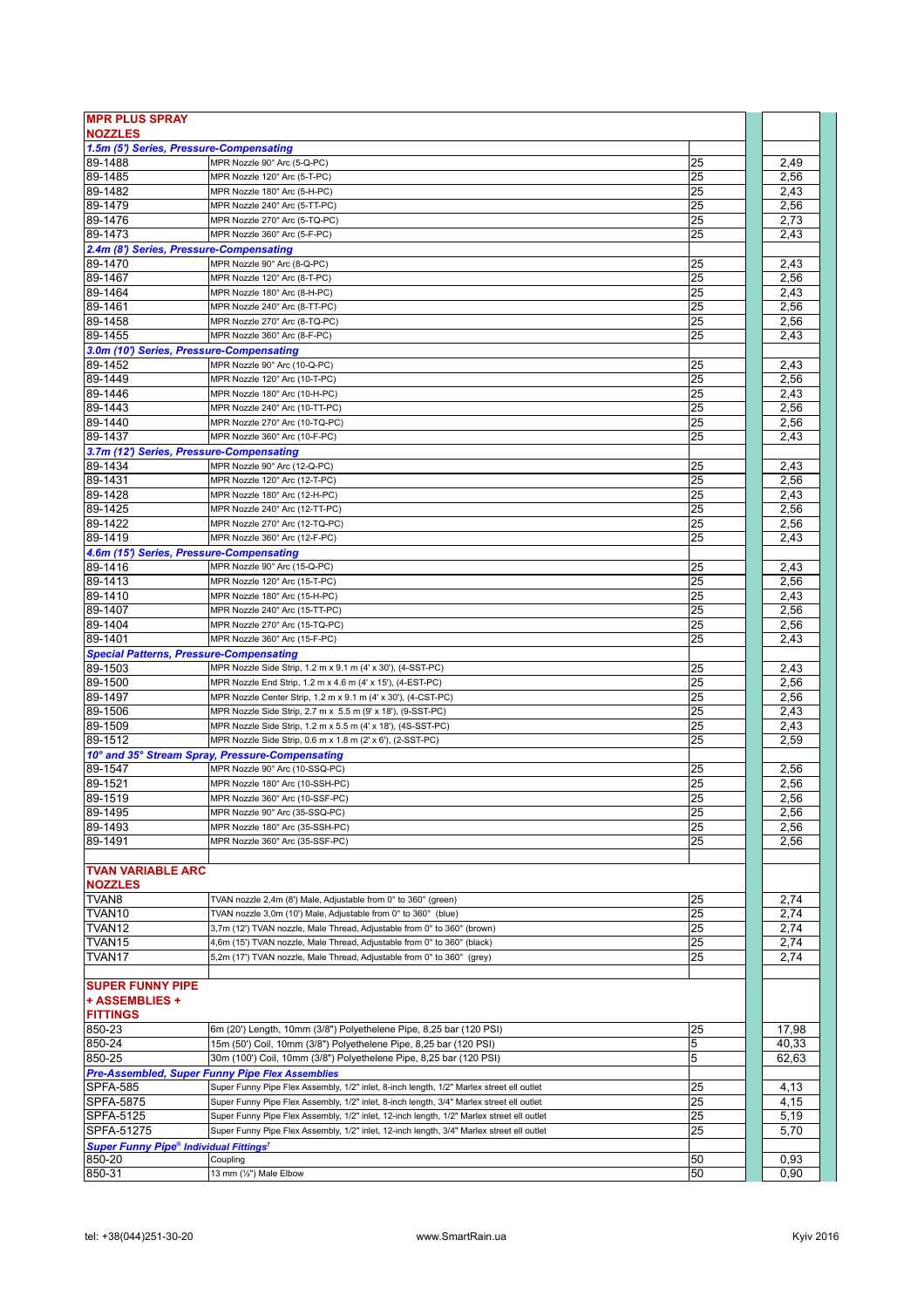| | | | |
|---|---|---|---|
| **MPR PLUS SPRAY NOZZLES** | | | |
| ***1.5m (5') Series, Pressure-Compensating*** | | | |
| 89-1488 | MPR Nozzle 90° Arc (5-Q-PC) | 25 | 2,49 |
| 89-1485 | MPR Nozzle 120° Arc (5-T-PC) | 25 | 2,56 |
| 89-1482 | MPR Nozzle 180° Arc (5-H-PC) | 25 | 2,43 |
| 89-1479 | MPR Nozzle 240° Arc (5-TT-PC) | 25 | 2,56 |
| 89-1476 | MPR Nozzle 270° Arc (5-TQ-PC) | 25 | 2,73 |
| 89-1473 | MPR Nozzle 360° Arc (5-F-PC) | 25 | 2,43 |
| ***2.4m (8') Series, Pressure-Compensating*** | | | |
| 89-1470 | MPR Nozzle 90° Arc (8-Q-PC) | 25 | 2,43 |
| 89-1467 | MPR Nozzle 120° Arc (8-T-PC) | 25 | 2,56 |
| 89-1464 | MPR Nozzle 180° Arc (8-H-PC) | 25 | 2,43 |
| 89-1461 | MPR Nozzle 240° Arc (8-TT-PC) | 25 | 2,56 |
| 89-1458 | MPR Nozzle 270° Arc (8-TQ-PC) | 25 | 2,56 |
| 89-1455 | MPR Nozzle 360° Arc (8-F-PC) | 25 | 2,43 |
| ***3.0m (10') Series, Pressure-Compensating*** | | | |
| 89-1452 | MPR Nozzle 90° Arc (10-Q-PC) | 25 | 2,43 |
| 89-1449 | MPR Nozzle 120° Arc (10-T-PC) | 25 | 2,56 |
| 89-1446 | MPR Nozzle 180° Arc (10-H-PC) | 25 | 2,43 |
| 89-1443 | MPR Nozzle 240° Arc (10-TT-PC) | 25 | 2,56 |
| 89-1440 | MPR Nozzle 270° Arc (10-TQ-PC) | 25 | 2,56 |
| 89-1437 | MPR Nozzle 360° Arc (10-F-PC) | 25 | 2,43 |
| ***3.7m (12') Series, Pressure-Compensating*** | | | |
| 89-1434 | MPR Nozzle 90° Arc (12-Q-PC) | 25 | 2,43 |
| 89-1431 | MPR Nozzle 120° Arc (12-T-PC) | 25 | 2,56 |
| 89-1428 | MPR Nozzle 180° Arc (12-H-PC) | 25 | 2,43 |
| 89-1425 | MPR Nozzle 240° Arc (12-TT-PC) | 25 | 2,56 |
| 89-1422 | MPR Nozzle 270° Arc (12-TQ-PC) | 25 | 2,56 |
| 89-1419 | MPR Nozzle 360° Arc (12-F-PC) | 25 | 2,43 |
| ***4.6m (15') Series, Pressure-Compensating*** | | | |
| 89-1416 | MPR Nozzle 90° Arc (15-Q-PC) | 25 | 2,43 |
| 89-1413 | MPR Nozzle 120° Arc (15-T-PC) | 25 | 2,56 |
| 89-1410 | MPR Nozzle 180° Arc (15-H-PC) | 25 | 2,43 |
| 89-1407 | MPR Nozzle 240° Arc (15-TT-PC) | 25 | 2,56 |
| 89-1404 | MPR Nozzle 270° Arc (15-TQ-PC) | 25 | 2,56 |
| 89-1401 | MPR Nozzle 360° Arc (15-F-PC) | 25 | 2,43 |
| ***Special Patterns, Pressure-Compensating*** | | | |
| 89-1503 | MPR Nozzle Side Strip, 1.2 m x 9.1 m (4' x 30'), (4-SST-PC) | 25 | 2,43 |
| 89-1500 | MPR Nozzle End Strip, 1.2 m x 4.6 m (4' x 15'), (4-EST-PC) | 25 | 2,56 |
| 89-1497 | MPR Nozzle Center Strip, 1.2 m x 9.1 m (4' x 30'), (4-CST-PC) | 25 | 2,56 |
| 89-1506 | MPR Nozzle Side Strip, 2.7 m x 5.5 m (9' x 18'), (9-SST-PC) | 25 | 2,43 |
| 89-1509 | MPR Nozzle Side Strip, 1.2 m x 5.5 m (4' x 18'), (4S-SST-PC) | 25 | 2,43 |
| 89-1512 | MPR Nozzle Side Strip, 0.6 m x 1.8 m (2' x 6'), (2-SST-PC) | 25 | 2,59 |
| ***10° and 35° Stream Spray, Pressure-Compensating*** | | | |
| 89-1547 | MPR Nozzle 90° Arc (10-SSQ-PC) | 25 | 2,56 |
| 89-1521 | MPR Nozzle 180° Arc (10-SSH-PC) | 25 | 2,56 |
| 89-1519 | MPR Nozzle 360° Arc (10-SSF-PC) | 25 | 2,56 |
| 89-1495 | MPR Nozzle 90° Arc (35-SSQ-PC) | 25 | 2,56 |
| 89-1493 | MPR Nozzle 180° Arc (35-SSH-PC) | 25 | 2,56 |
| 89-1491 | MPR Nozzle 360° Arc (35-SSF-PC) | 25 | 2,56 |
| | | | |
| **TVAN VARIABLE ARC NOZZLES** | | | |
| TVAN8 | TVAN nozzle 2,4m (8') Male, Adjustable from 0° to 360° (green) | 25 | 2,74 |
| TVAN10 | TVAN nozzle 3,0m (10') Male, Adjustable from 0° to 360° (blue) | 25 | 2,74 |
| TVAN12 | 3,7m (12') TVAN nozzle, Male Thread, Adjustable from 0° to 360° (brown) | 25 | 2,74 |
| TVAN15 | 4,6m (15') TVAN nozzle, Male Thread, Adjustable from 0° to 360° (black) | 25 | 2,74 |
| TVAN17 | 5,2m (17') TVAN nozzle, Male Thread, Adjustable from 0° to 360° (grey) | 25 | 2,74 |
| | | | |
| **SUPER FUNNY PIPE + ASSEMBLIES + FITTINGS** | | | |
| 850-23 | 6m (20') Length, 10mm (3/8") Polyethelene Pipe, 8,25 bar (120 PSI) | 25 | 17,98 |
| 850-24 | 15m (50') Coil, 10mm (3/8") Polyethelene Pipe, 8,25 bar (120 PSI) | 5 | 40,33 |
| 850-25 | 30m (100') Coil, 10mm (3/8") Polyethelene Pipe, 8,25 bar (120 PSI) | 5 | 62,63 |
| ***Pre-Assembled, Super Funny Pipe Flex Assemblies*** | | | |
| SPFA-585 | Super Funny Pipe Flex Assembly, 1/2" inlet, 8-inch length, 1/2" Marlex street ell outlet | 25 | 4,13 |
| SPFA-5875 | Super Funny Pipe Flex Assembly, 1/2" inlet, 8-inch length, 3/4" Marlex street ell outlet | 25 | 4,15 |
| SPFA-5125 | Super Funny Pipe Flex Assembly, 1/2" inlet, 12-inch length, 1/2" Marlex street ell outlet | 25 | 5,19 |
| SPFA-51275 | Super Funny Pipe Flex Assembly, 1/2" inlet, 12-inch length, 3/4" Marlex street ell outlet | 25 | 5,70 |
| ***Super Funny Pipe® Individual Fittings†*** | | | |
| 850-20 | Coupling | 50 | 0,93 |
| 850-31 | 13 mm (½") Male Elbow | 50 | 0,90 |

tel: +38(044)251-30-20 www.SmartRain.ua Kyiv 2016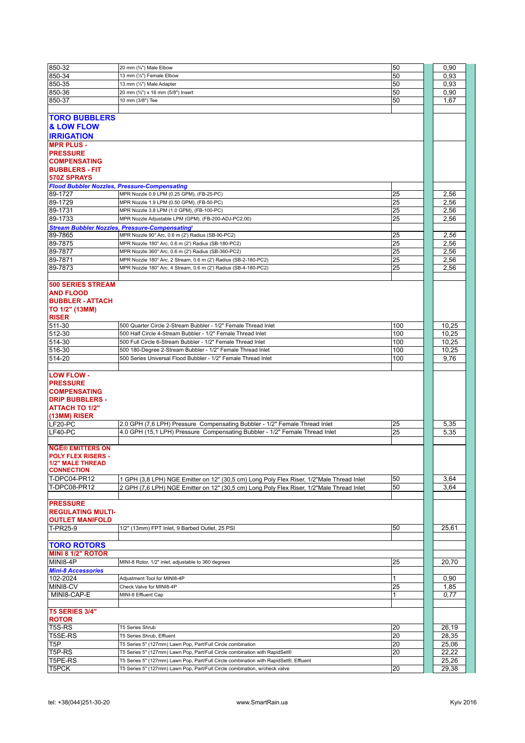| | | | | |
|---|---|---|---|---|
| 850-32 | 20 mm (¾") Male Elbow | 50 | | 0,90 |
| 850-34 | 13 mm (½") Female Elbow | 50 | | 0,93 |
| 850-35 | 13 mm (½") Male Adapter | 50 | | 0,93 |
| 850-36 | 20 mm (¾") x 16 mm (5/8") Insert | 50 | | 0,90 |
| 850-37 | 10 mm (3/8") Tee | 50 | | 1,67 |
| | | | | |
| **TORO BUBBLERS & LOW FLOW IRRIGATION** | | | | |
| **MPR PLUS - PRESSURE COMPENSATING BUBBLERS - FIT 570Z SPRAYS** | | | | |
| ***Flood Bubbler Nozzles, Pressure-Compensating*** | | | | |
| 89-1727 | MPR Nozzle 0.9 LPM (0.25 GPM), (FB-25-PC) | 25 | | 2,56 |
| 89-1729 | MPR Nozzle 1.9 LPM (0.50 GPM), (FB-50-PC) | 25 | | 2,56 |
| 89-1731 | MPR Nozzle 3.8 LPM (1.0 GPM), (FB-100-PC) | 25 | | 2,56 |
| 89-1733 | MPR Nozzle Adjustable LPM (GPM), (FB-200-ADJ-PC2.00) | 25 | | 2,56 |
| ***Stream Bubbler Nozzles, Pressure-Compensating***[†] | | | | |
| 89-7865 | MPR Nozzle 90° Arc, 0.6 m (2') Radius (SB-90-PC2) | 25 | | 2,56 |
| 89-7875 | MPR Nozzle 180° Arc, 0.6 m (2') Radius (SB-180-PC2) | 25 | | 2,56 |
| 89-7877 | MPR Nozzle 360° Arc, 0.6 m (2') Radius (SB-360-PC2) | 25 | | 2,56 |
| 89-7871 | MPR Nozzle 180° Arc, 2 Stream, 0.6 m (2') Radius (SB-2-180-PC2) | 25 | | 2,56 |
| 89-7873 | MPR Nozzle 180° Arc, 4 Stream, 0.6 m (2') Radius (SB-4-180-PC2) | 25 | | 2,56 |
| | | | | |
| **500 SERIES STREAM AND FLOOD BUBBLER - ATTACH TO 1/2" (13MM) RISER** | | | | |
| 511-30 | 500 Quarter Circle 2-Stream Bubbler - 1/2" Female Thread Inlet | 100 | | 10,25 |
| 512-30 | 500 Half Circle 4-Stream Bubbler - 1/2" Female Thread Inlet | 100 | | 10,25 |
| 514-30 | 500 Full Circle 6-Stream Bubbler - 1/2" Female Thread Inlet | 100 | | 10,25 |
| 516-30 | 500 180-Degree 2-Stream Bubbler - 1/2" Female Thread Inlet | 100 | | 10,25 |
| 514-20 | 500 Series Universal Flood Bubbler - 1/2" Female Thread Inlet | 100 | | 9,76 |
| | | | | |
| **LOW FLOW - PRESSURE COMPENSATING DRIP BUBBLERS - ATTACH TO 1/2" (13MM) RISER** | | | | |
| LF20-PC | 2.0 GPH (7,6 LPH) Pressure Compensating Bubbler - 1/2" Female Thread Inlet | 25 | | 5,35 |
| LF40-PC | 4.0 GPH (15,1 LPH) Pressure Compensating Bubbler - 1/2" Female Thread Inlet | 25 | | 5,35 |
| | | | | |
| **NGE® EMITTERS ON POLY FLEX RISERS - 1/2" MALE THREAD CONNECTION** | | | | |
| T-DPC04-PR12 | 1 GPH (3,8 LPH) NGE Emitter on 12" (30,5 cm) Long Poly Flex Riser, 1/2"Male Thread Inlet | 50 | | 3,64 |
| T-DPC08-PR12 | 2 GPH (7,6 LPH) NGE Emitter on 12" (30,5 cm) Long Poly Flex Riser, 1/2"Male Thread Inlet | 50 | | 3,64 |
| | | | | |
| **PRESSURE REGULATING MULTI-OUTLET MANIFOLD** | | | | |
| T-PR25-9 | 1/2" (13mm) FPT Inlet, 9 Barbed Outlet, 25 PSI | 50 | | 25,61 |
| | | | | |
| **TORO ROTORS** | | | | |
| **MINI 8 1/2" ROTOR** | | | | |
| MINI8-4P | MINI-8 Rotor, 1/2" inlet, adjustable to 360 degrees | 25 | | 20,70 |
| ***Mini-8 Accessories*** | | | | |
| 102-2024 | Adjustment Tool for MINI8-4P | 1 | | 0,90 |
| MINI8-CV | Check Valve for MINI8-4P | 25 | | 1,85 |
| MINI8-CAP-E | MINI-8 Effluent Cap | 1 | | *0,77* |
| | | | | |
| **T5 SERIES 3/4" ROTOR** | | | | |
| T5S-RS | T5 Series Shrub | 20 | | 26,19 |
| T5SE-RS | T5 Series Shrub, Effluent | 20 | | 28,35 |
| T5P | T5 Series 5" (127mm) Lawn Pop, Part/Full Circle combination | 20 | | 25,06 |
| T5P-RS | T5 Series 5" (127mm) Lawn Pop, Part/Full Circle combination with RapidSet® | 20 | | 22,22 |
| T5PE-RS | T5 Series 5" (127mm) Lawn Pop, Part/Full Circle combination with RapidSet®, Effluent | | | 25,26 |
| T5PCK | T5 Series 5" (127mm) Lawn Pop, Part/Full Circle combination, w/check valve | 20 | | 29,38 |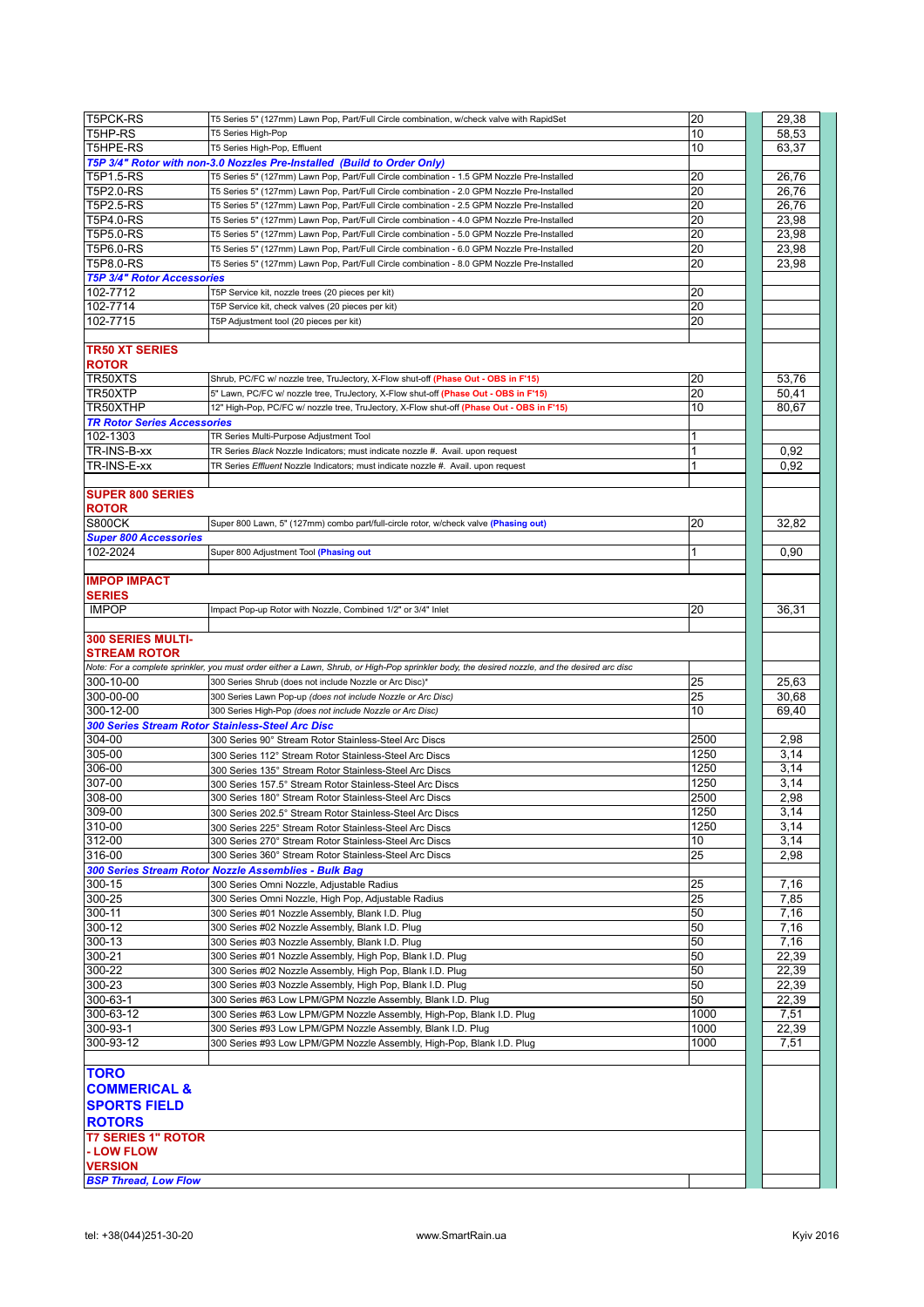| | | | | |
|---|---|---|---|---|
| T5PCK-RS | T5 Series 5" (127mm) Lawn Pop, Part/Full Circle combination, w/check valve with RapidSet | 20 | | 29,38 |
| T5HP-RS | T5 Series High-Pop | 10 | | 58,53 |
| T5HPE-RS | T5 Series High-Pop, Effluent | 10 | | 63,37 |
| ***T5P 3/4" Rotor with non-3.0 Nozzles Pre-Installed (Build to Order Only)*** | | | | |
| T5P1.5-RS | T5 Series 5" (127mm) Lawn Pop, Part/Full Circle combination - 1.5 GPM Nozzle Pre-Installed | 20 | | 26,76 |
| T5P2.0-RS | T5 Series 5" (127mm) Lawn Pop, Part/Full Circle combination - 2.0 GPM Nozzle Pre-Installed | 20 | | 26,76 |
| T5P2.5-RS | T5 Series 5" (127mm) Lawn Pop, Part/Full Circle combination - 2.5 GPM Nozzle Pre-Installed | 20 | | 26,76 |
| T5P4.0-RS | T5 Series 5" (127mm) Lawn Pop, Part/Full Circle combination - 4.0 GPM Nozzle Pre-Installed | 20 | | 23,98 |
| T5P5.0-RS | T5 Series 5" (127mm) Lawn Pop, Part/Full Circle combination - 5.0 GPM Nozzle Pre-Installed | 20 | | 23,98 |
| T5P6.0-RS | T5 Series 5" (127mm) Lawn Pop, Part/Full Circle combination - 6.0 GPM Nozzle Pre-Installed | 20 | | 23,98 |
| T5P8.0-RS | T5 Series 5" (127mm) Lawn Pop, Part/Full Circle combination - 8.0 GPM Nozzle Pre-Installed | 20 | | 23,98 |
| ***T5P 3/4" Rotor Accessories*** | | | | |
| 102-7712 | T5P Service kit, nozzle trees (20 pieces per kit) | 20 | | |
| 102-7714 | T5P Service kit, check valves (20 pieces per kit) | 20 | | |
| 102-7715 | T5P Adjustment tool (20 pieces per kit) | 20 | | |
| | | | | |
| **TR50 XT SERIES ROTOR** | | | | |
| TR50XTS | Shrub, PC/FC w/ nozzle tree, TruJectory, X-Flow shut-off **(Phase Out - OBS in F'15)** | 20 | | 53,76 |
| TR50XTP | 5" Lawn, PC/FC w/ nozzle tree, TruJectory, X-Flow shut-off **(Phase Out - OBS in F'15)** | 20 | | 50,41 |
| TR50XTHP | 12" High-Pop, PC/FC w/ nozzle tree, TruJectory, X-Flow shut-off **(Phase Out - OBS in F'15)** | 10 | | 80,67 |
| ***TR Rotor Series Accessories*** | | | | |
| 102-1303 | TR Series Multi-Purpose Adjustment Tool | 1 | | |
| TR-INS-B-xx | TR Series *Black* Nozzle Indicators; must indicate nozzle #. Avail. upon request | 1 | | 0,92 |
| TR-INS-E-xx | TR Series *Effluent* Nozzle Indicators; must indicate nozzle #. Avail. upon request | 1 | | 0,92 |
| | | | | |
| **SUPER 800 SERIES ROTOR** | | | | |
| S800CK | Super 800 Lawn, 5" (127mm) combo part/full-circle rotor, w/check valve **(Phasing out)** | 20 | | 32,82 |
| ***Super 800 Accessories*** | | | | |
| 102-2024 | Super 800 Adjustment Tool **(Phasing out** | 1 | | 0,90 |
| | | | | |
| **IMPOP IMPACT SERIES** | | | | |
| IMPOP | Impact Pop-up Rotor with Nozzle, Combined 1/2" or 3/4" Inlet | 20 | | 36,31 |
| | | | | |
| **300 SERIES MULTI-STREAM ROTOR** | | | | |
| *Note: For a complete sprinkler, you must order either a Lawn, Shrub, or High-Pop sprinkler body, the desired nozzle, and the desired arc disc* | | | | |
| 300-10-00 | 300 Series Shrub (does not include Nozzle or Arc Disc)* | 25 | | 25,63 |
| 300-00-00 | 300 Series Lawn Pop-up *(does not include Nozzle or Arc Disc)* | 25 | | 30,68 |
| 300-12-00 | 300 Series High-Pop *(does not include Nozzle or Arc Disc)* | 10 | | 69,40 |
| ***300 Series Stream Rotor Stainless-Steel Arc Disc*** | | | | |
| 304-00 | 300 Series 90° Stream Rotor Stainless-Steel Arc Discs | 2500 | | 2,98 |
| 305-00 | 300 Series 112° Stream Rotor Stainless-Steel Arc Discs | 1250 | | 3,14 |
| 306-00 | 300 Series 135° Stream Rotor Stainless-Steel Arc Discs | 1250 | | 3,14 |
| 307-00 | 300 Series 157.5° Stream Rotor Stainless-Steel Arc Discs | 1250 | | 3,14 |
| 308-00 | 300 Series 180° Stream Rotor Stainless-Steel Arc Discs | 2500 | | 2,98 |
| 309-00 | 300 Series 202.5° Stream Rotor Stainless-Steel Arc Discs | 1250 | | 3,14 |
| 310-00 | 300 Series 225° Stream Rotor Stainless-Steel Arc Discs | 1250 | | 3,14 |
| 312-00 | 300 Series 270° Stream Rotor Stainless-Steel Arc Discs | 10 | | 3,14 |
| 316-00 | 300 Series 360° Stream Rotor Stainless-Steel Arc Discs | 25 | | 2,98 |
| ***300 Series Stream Rotor Nozzle Assemblies - Bulk Bag*** | | | | |
| 300-15 | 300 Series Omni Nozzle, Adjustable Radius | 25 | | 7,16 |
| 300-25 | 300 Series Omni Nozzle, High Pop, Adjustable Radius | 25 | | 7,85 |
| 300-11 | 300 Series #01 Nozzle Assembly, Blank I.D. Plug | 50 | | 7,16 |
| 300-12 | 300 Series #02 Nozzle Assembly, Blank I.D. Plug | 50 | | 7,16 |
| 300-13 | 300 Series #03 Nozzle Assembly, Blank I.D. Plug | 50 | | 7,16 |
| 300-21 | 300 Series #01 Nozzle Assembly, High Pop, Blank I.D. Plug | 50 | | 22,39 |
| 300-22 | 300 Series #02 Nozzle Assembly, High Pop, Blank I.D. Plug | 50 | | 22,39 |
| 300-23 | 300 Series #03 Nozzle Assembly, High Pop, Blank I.D. Plug | 50 | | 22,39 |
| 300-63-1 | 300 Series #63 Low LPM/GPM Nozzle Assembly, Blank I.D. Plug | 50 | | 22,39 |
| 300-63-12 | 300 Series #63 Low LPM/GPM Nozzle Assembly, High-Pop, Blank I.D. Plug | 1000 | | 7,51 |
| 300-93-1 | 300 Series #93 Low LPM/GPM Nozzle Assembly, Blank I.D. Plug | 1000 | | 22,39 |
| 300-93-12 | 300 Series #93 Low LPM/GPM Nozzle Assembly, High-Pop, Blank I.D. Plug | 1000 | | 7,51 |
| | | | | |
| **TORO COMMERICAL & SPORTS FIELD ROTORS** | | | | |
| **T7 SERIES 1" ROTOR - LOW FLOW VERSION** | | | | |
| ***BSP Thread, Low Flow*** | | | | |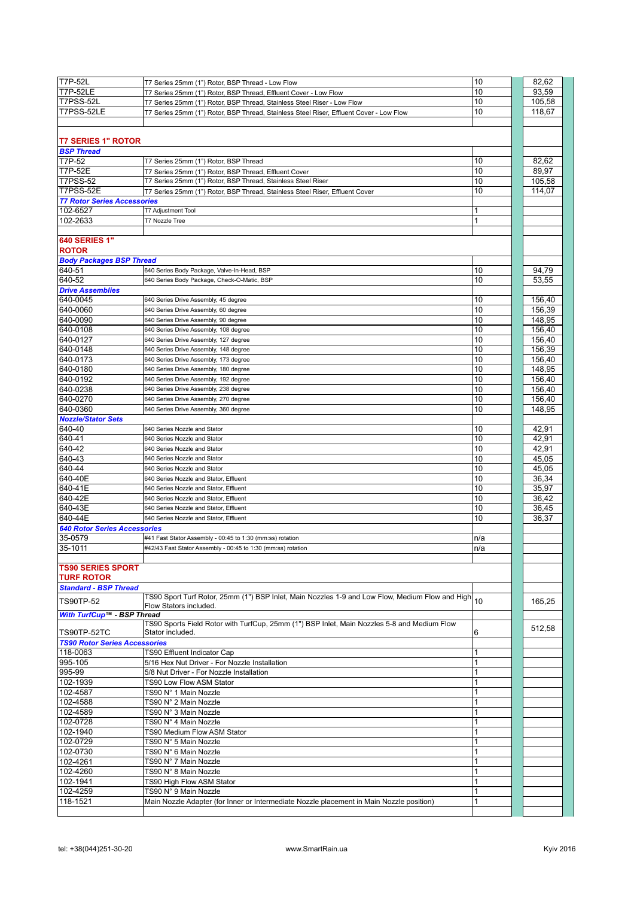| | | | | |
|---|---|---|---|---|
| T7P-52L | T7 Series 25mm (1") Rotor, BSP Thread - Low Flow | 10 | | 82,62 |
| T7P-52LE | T7 Series 25mm (1") Rotor, BSP Thread, Effluent Cover - Low Flow | 10 | | 93,59 |
| T7PSS-52L | T7 Series 25mm (1") Rotor, BSP Thread, Stainless Steel Riser - Low Flow | 10 | | 105,58 |
| T7PSS-52LE | T7 Series 25mm (1") Rotor, BSP Thread, Stainless Steel Riser, Effluent Cover - Low Flow | 10 | | 118,67 |
| | | | | |
| **T7 SERIES 1" ROTOR** | | | | |
| ***BSP Thread*** | | | | |
| T7P-52 | T7 Series 25mm (1") Rotor, BSP Thread | 10 | | 82,62 |
| T7P-52E | T7 Series 25mm (1") Rotor, BSP Thread, Effluent Cover | 10 | | 89,97 |
| T7PSS-52 | T7 Series 25mm (1") Rotor, BSP Thread, Stainless Steel Riser | 10 | | 105,58 |
| T7PSS-52E | T7 Series 25mm (1") Rotor, BSP Thread, Stainless Steel Riser, Effluent Cover | 10 | | 114,07 |
| ***T7 Rotor Series Accessories*** | | | | |
| 102-6527 | T7 Adjustment Tool | 1 | | |
| 102-2633 | T7 Nozzle Tree | 1 | | |
| | | | | |
| **640 SERIES 1" ROTOR** | | | | |
| ***Body Packages BSP Thread*** | | | | |
| 640-51 | 640 Series Body Package, Valve-In-Head, BSP | 10 | | 94,79 |
| 640-52 | 640 Series Body Package, Check-O-Matic, BSP | 10 | | 53,55 |
| ***Drive Assemblies*** | | | | |
| 640-0045 | 640 Series Drive Assembly, 45 degree | 10 | | 156,40 |
| 640-0060 | 640 Series Drive Assembly, 60 degree | 10 | | 156,39 |
| 640-0090 | 640 Series Drive Assembly, 90 degree | 10 | | 148,95 |
| 640-0108 | 640 Series Drive Assembly, 108 degree | 10 | | 156,40 |
| 640-0127 | 640 Series Drive Assembly, 127 degree | 10 | | 156,40 |
| 640-0148 | 640 Series Drive Assembly, 148 degree | 10 | | 156,39 |
| 640-0173 | 640 Series Drive Assembly, 173 degree | 10 | | 156,40 |
| 640-0180 | 640 Series Drive Assembly, 180 degree | 10 | | 148,95 |
| 640-0192 | 640 Series Drive Assembly, 192 degree | 10 | | 156,40 |
| 640-0238 | 640 Series Drive Assembly, 238 degree | 10 | | 156,40 |
| 640-0270 | 640 Series Drive Assembly, 270 degree | 10 | | 156,40 |
| 640-0360 | 640 Series Drive Assembly, 360 degree | 10 | | 148,95 |
| ***Nozzle/Stator Sets*** | | | | |
| 640-40 | 640 Series Nozzle and Stator | 10 | | 42,91 |
| 640-41 | 640 Series Nozzle and Stator | 10 | | 42,91 |
| 640-42 | 640 Series Nozzle and Stator | 10 | | 42,91 |
| 640-43 | 640 Series Nozzle and Stator | 10 | | 45,05 |
| 640-44 | 640 Series Nozzle and Stator | 10 | | 45,05 |
| 640-40E | 640 Series Nozzle and Stator, Effluent | 10 | | 36,34 |
| 640-41E | 640 Series Nozzle and Stator, Effluent | 10 | | 35,97 |
| 640-42E | 640 Series Nozzle and Stator, Effluent | 10 | | 36,42 |
| 640-43E | 640 Series Nozzle and Stator, Effluent | 10 | | 36,45 |
| 640-44E | 640 Series Nozzle and Stator, Effluent | 10 | | 36,37 |
| ***640 Rotor Series Accessories*** | | | | |
| 35-0579 | #41 Fast Stator Assembly - 00:45 to 1:30 (mm:ss) rotation | n/a | | |
| 35-1011 | #42/43 Fast Stator Assembly - 00:45 to 1:30 (mm:ss) rotation | n/a | | |
| | | | | |
| **TS90 SERIES SPORT TURF ROTOR** | | | | |
| ***Standard - BSP Thread*** | | | | |
| TS90TP-52 | TS90 Sport Turf Rotor, 25mm (1") BSP Inlet, Main Nozzles 1-9 and Low Flow, Medium Flow and High Flow Stators included. | 10 | | 165,25 |
| ***With TurfCup™ - BSP Thread*** | | | | |
| TS90TP-52TC | TS90 Sports Field Rotor with TurfCup, 25mm (1") BSP Inlet, Main Nozzles 5-8 and Medium Flow Stator included. | 6 | | 512,58 |
| ***TS90 Rotor Series Accessories*** | | | | |
| 118-0063 | TS90 Effluent Indicator Cap | 1 | | |
| 995-105 | 5/16 Hex Nut Driver - For Nozzle Installation | 1 | | |
| 995-99 | 5/8 Nut Driver - For Nozzle Installation | 1 | | |
| 102-1939 | TS90 Low Flow ASM Stator | 1 | | |
| 102-4587 | TS90 N° 1 Main Nozzle | 1 | | |
| 102-4588 | TS90 N° 2 Main Nozzle | 1 | | |
| 102-4589 | TS90 N° 3 Main Nozzle | 1 | | |
| 102-0728 | TS90 N° 4 Main Nozzle | 1 | | |
| 102-1940 | TS90 Medium Flow ASM Stator | 1 | | |
| 102-0729 | TS90 N° 5 Main Nozzle | 1 | | |
| 102-0730 | TS90 N° 6 Main Nozzle | 1 | | |
| 102-4261 | TS90 N° 7 Main Nozzle | 1 | | |
| 102-4260 | TS90 N° 8 Main Nozzle | 1 | | |
| 102-1941 | TS90 High Flow ASM Stator | 1 | | |
| 102-4259 | TS90 N° 9 Main Nozzle | 1 | | |
| 118-1521 | Main Nozzle Adapter (for Inner or Intermediate Nozzle placement in Main Nozzle position) | 1 | | |
| | | | | |

tel: +38(044)251-30-20 www.SmartRain.ua Kyiv 2016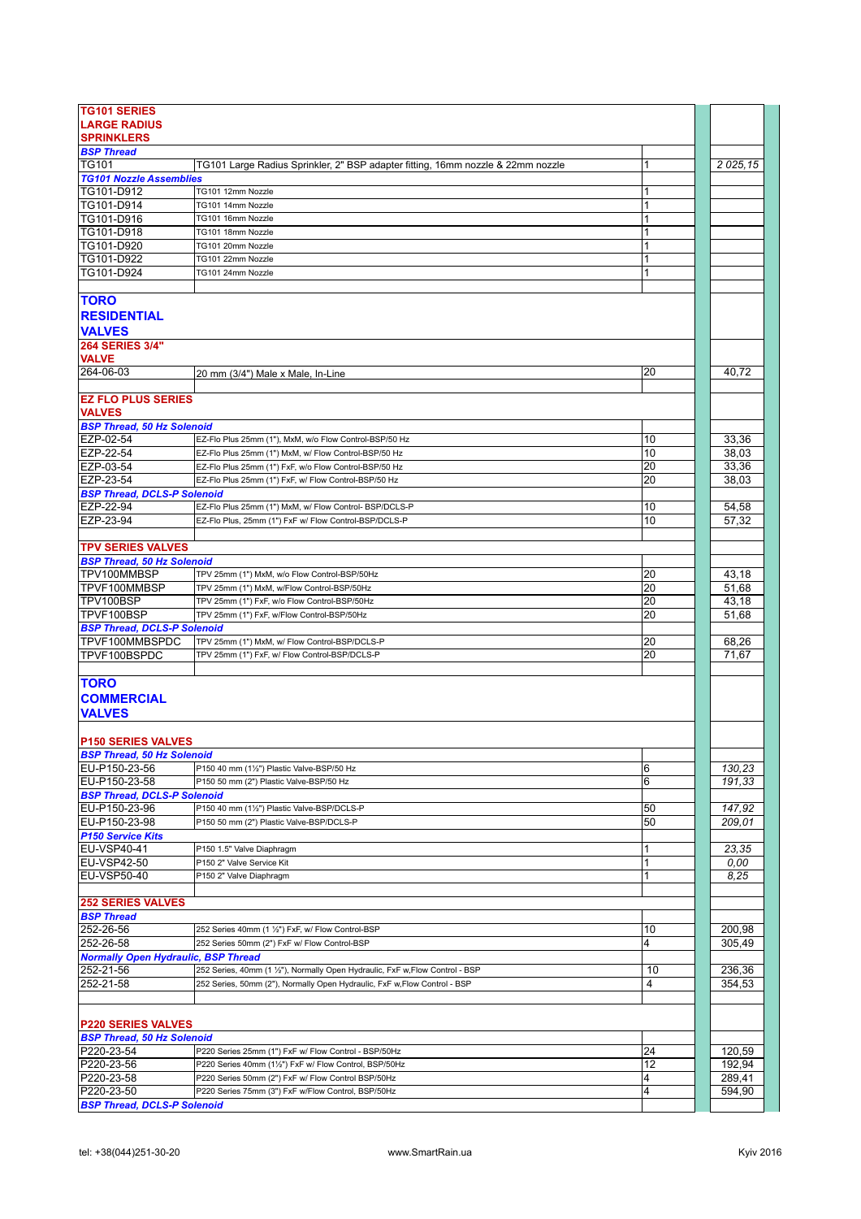| | | | | |
|---|---|---|---|---|
| **TG101 SERIES LARGE RADIUS SPRINKLERS** | | | | |
| ***BSP Thread*** | | | | |
| TG101 | TG101 Large Radius Sprinkler, 2" BSP adapter fitting, 16mm nozzle & 22mm nozzle | 1 | | *2 025,15* |
| ***TG101 Nozzle Assemblies*** | | | | |
| TG101-D912 | TG101 12mm Nozzle | 1 | | |
| TG101-D914 | TG101 14mm Nozzle | 1 | | |
| TG101-D916 | TG101 16mm Nozzle | 1 | | |
| TG101-D918 | TG101 18mm Nozzle | 1 | | |
| TG101-D920 | TG101 20mm Nozzle | 1 | | |
| TG101-D922 | TG101 22mm Nozzle | 1 | | |
| TG101-D924 | TG101 24mm Nozzle | 1 | | |
| | | | | |
| **TORO RESIDENTIAL VALVES** | | | | |
| **264 SERIES 3/4" VALVE** | | | | |
| 264-06-03 | 20 mm (3/4") Male x Male, In-Line | 20 | | 40,72 |
| | | | | |
| **EZ FLO PLUS SERIES VALVES** | | | | |
| ***BSP Thread, 50 Hz Solenoid*** | | | | |
| EZP-02-54 | EZ-Flo Plus 25mm (1"), MxM, w/o Flow Control-BSP/50 Hz | 10 | | 33,36 |
| EZP-22-54 | EZ-Flo Plus 25mm (1") MxM, w/ Flow Control-BSP/50 Hz | 10 | | 38,03 |
| EZP-03-54 | EZ-Flo Plus 25mm (1") FxF, w/o Flow Control-BSP/50 Hz | 20 | | 33,36 |
| EZP-23-54 | EZ-Flo Plus 25mm (1") FxF, w/ Flow Control-BSP/50 Hz | 20 | | 38,03 |
| ***BSP Thread, DCLS-P Solenoid*** | | | | |
| EZP-22-94 | EZ-Flo Plus 25mm (1") MxM, w/ Flow Control- BSP/DCLS-P | 10 | | 54,58 |
| EZP-23-94 | EZ-Flo Plus, 25mm (1") FxF w/ Flow Control-BSP/DCLS-P | 10 | | 57,32 |
| | | | | |
| **TPV SERIES VALVES** | | | | |
| ***BSP Thread, 50 Hz Solenoid*** | | | | |
| TPV100MMBSP | TPV 25mm (1") MxM, w/o Flow Control-BSP/50Hz | 20 | | 43,18 |
| TPVF100MMBSP | TPV 25mm (1") MxM, w/Flow Control-BSP/50Hz | 20 | | 51,68 |
| TPV100BSP | TPV 25mm (1") FxF, w/o Flow Control-BSP/50Hz | 20 | | 43,18 |
| TPVF100BSP | TPV 25mm (1") FxF, w/Flow Control-BSP/50Hz | 20 | | 51,68 |
| ***BSP Thread, DCLS-P Solenoid*** | | | | |
| TPVF100MMBSPDC | TPV 25mm (1") MxM, w/ Flow Control-BSP/DCLS-P | 20 | | 68,26 |
| TPVF100BSPDC | TPV 25mm (1") FxF, w/ Flow Control-BSP/DCLS-P | 20 | | 71,67 |
| | | | | |
| **TORO COMMERCIAL VALVES** | | | | |
| | | | | |
| **P150 SERIES VALVES** | | | | |
| ***BSP Thread, 50 Hz Solenoid*** | | | | |
| EU-P150-23-56 | P150 40 mm (1½") Plastic Valve-BSP/50 Hz | 6 | | *130,23* |
| EU-P150-23-58 | P150 50 mm (2") Plastic Valve-BSP/50 Hz | 6 | | *191,33* |
| ***BSP Thread, DCLS-P Solenoid*** | | | | |
| EU-P150-23-96 | P150 40 mm (1½") Plastic Valve-BSP/DCLS-P | 50 | | *147,92* |
| EU-P150-23-98 | P150 50 mm (2") Plastic Valve-BSP/DCLS-P | 50 | | *209,01* |
| ***P150 Service Kits*** | | | | |
| EU-VSP40-41 | P150 1.5" Valve Diaphragm | 1 | | *23,35* |
| EU-VSP42-50 | P150 2" Valve Service Kit | 1 | | *0,00* |
| EU-VSP50-40 | P150 2" Valve Diaphragm | 1 | | *8,25* |
| | | | | |
| **252 SERIES VALVES** | | | | |
| ***BSP Thread*** | | | | |
| 252-26-56 | 252 Series 40mm (1 ½") FxF, w/ Flow Control-BSP | 10 | | 200,98 |
| 252-26-58 | 252 Series 50mm (2") FxF w/ Flow Control-BSP | 4 | | 305,49 |
| ***Normally Open Hydraulic, BSP Thread*** | | | | |
| 252-21-56 | 252 Series, 40mm (1 ½"), Normally Open Hydraulic, FxF w,Flow Control - BSP | 10 | | 236,36 |
| 252-21-58 | 252 Series, 50mm (2"), Normally Open Hydraulic, FxF w,Flow Control - BSP | 4 | | 354,53 |
| | | | | |
| **P220 SERIES VALVES** | | | | |
| ***BSP Thread, 50 Hz Solenoid*** | | | | |
| P220-23-54 | P220 Series 25mm (1") FxF w/ Flow Control - BSP/50Hz | 24 | | 120,59 |
| P220-23-56 | P220 Series 40mm (1½") FxF w/ Flow Control, BSP/50Hz | 12 | | 192,94 |
| P220-23-58 | P220 Series 50mm (2") FxF w/ Flow Control BSP/50Hz | 4 | | 289,41 |
| P220-23-50 | P220 Series 75mm (3") FxF w/Flow Control, BSP/50Hz | 4 | | 594,90 |
| ***BSP Thread, DCLS-P Solenoid*** | | | | |

tel: +38(044)251-30-20 www.SmartRain.ua Kyiv 2016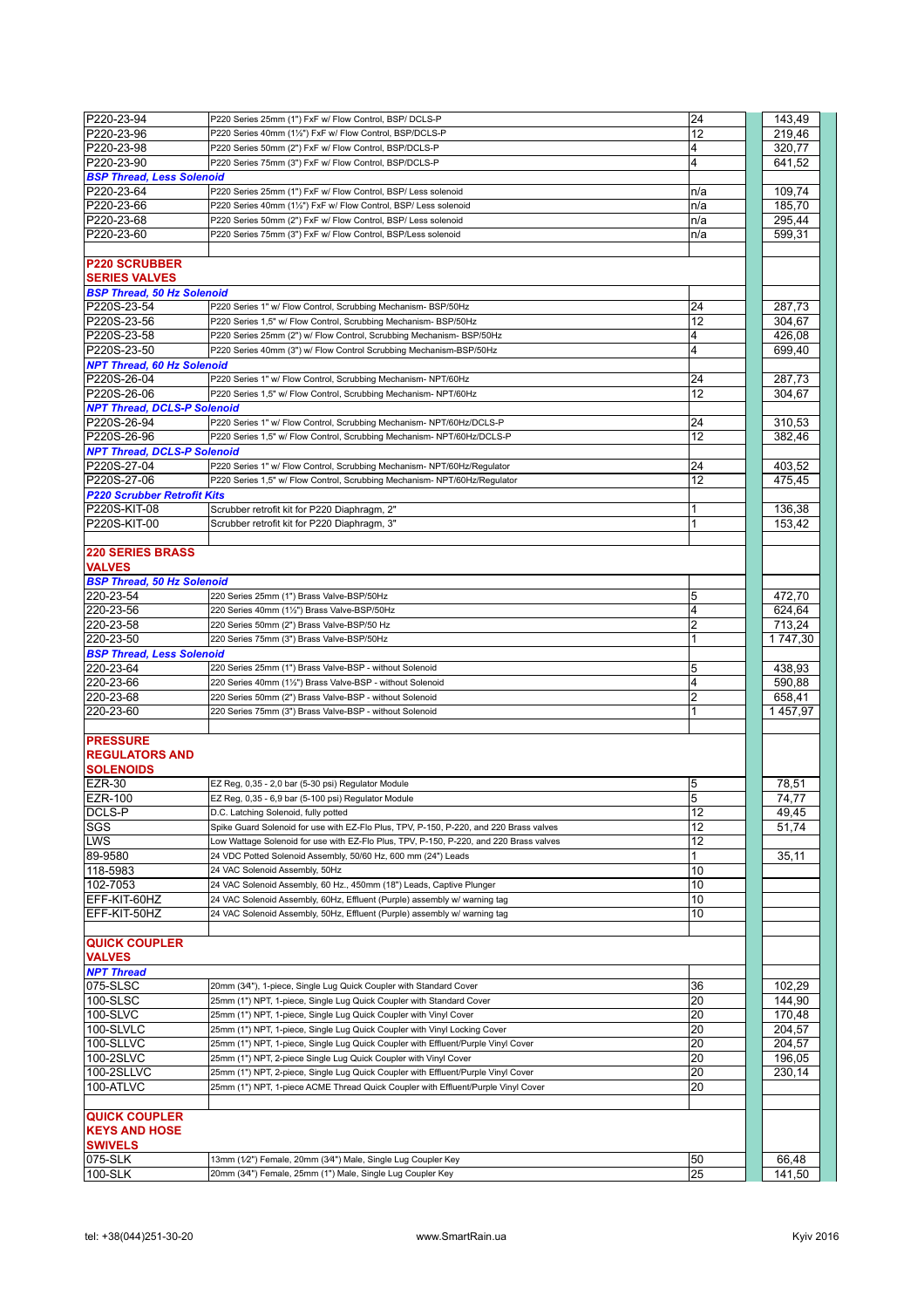| | | | | |
|---|---|---|---|---|
| P220-23-94 | P220 Series 25mm (1") FxF w/ Flow Control, BSP/ DCLS-P | 24 | | 143,49 |
| P220-23-96 | P220 Series 40mm (1½") FxF w/ Flow Control, BSP/DCLS-P | 12 | | 219,46 |
| P220-23-98 | P220 Series 50mm (2") FxF w/ Flow Control, BSP/DCLS-P | 4 | | 320,77 |
| P220-23-90 | P220 Series 75mm (3") FxF w/ Flow Control, BSP/DCLS-P | 4 | | 641,52 |
| ***BSP Thread, Less Solenoid*** | | | | |
| P220-23-64 | P220 Series 25mm (1") FxF w/ Flow Control, BSP/ Less solenoid | n/a | | 109,74 |
| P220-23-66 | P220 Series 40mm (1½") FxF w/ Flow Control, BSP/ Less solenoid | n/a | | 185,70 |
| P220-23-68 | P220 Series 50mm (2") FxF w/ Flow Control, BSP/ Less solenoid | n/a | | 295,44 |
| P220-23-60 | P220 Series 75mm (3") FxF w/ Flow Control, BSP/Less solenoid | n/a | | 599,31 |
| | | | | |
| **P220 SCRUBBER SERIES VALVES** | | | | |
| ***BSP Thread, 50 Hz Solenoid*** | | | | |
| P220S-23-54 | P220 Series 1" w/ Flow Control, Scrubbing Mechanism- BSP/50Hz | 24 | | 287,73 |
| P220S-23-56 | P220 Series 1,5" w/ Flow Control, Scrubbing Mechanism- BSP/50Hz | 12 | | 304,67 |
| P220S-23-58 | P220 Series 25mm (2") w/ Flow Control, Scrubbing Mechanism- BSP/50Hz | 4 | | 426,08 |
| P220S-23-50 | P220 Series 40mm (3") w/ Flow Control Scrubbing Mechanism-BSP/50Hz | 4 | | 699,40 |
| ***NPT Thread, 60 Hz Solenoid*** | | | | |
| P220S-26-04 | P220 Series 1" w/ Flow Control, Scrubbing Mechanism- NPT/60Hz | 24 | | 287,73 |
| P220S-26-06 | P220 Series 1,5" w/ Flow Control, Scrubbing Mechanism- NPT/60Hz | 12 | | 304,67 |
| ***NPT Thread, DCLS-P Solenoid*** | | | | |
| P220S-26-94 | P220 Series 1" w/ Flow Control, Scrubbing Mechanism- NPT/60Hz/DCLS-P | 24 | | 310,53 |
| P220S-26-96 | P220 Series 1,5" w/ Flow Control, Scrubbing Mechanism- NPT/60Hz/DCLS-P | 12 | | 382,46 |
| ***NPT Thread, DCLS-P Solenoid*** | | | | |
| P220S-27-04 | P220 Series 1" w/ Flow Control, Scrubbing Mechanism- NPT/60Hz/Regulator | 24 | | 403,52 |
| P220S-27-06 | P220 Series 1,5" w/ Flow Control, Scrubbing Mechanism- NPT/60Hz/Regulator | 12 | | 475,45 |
| ***P220 Scrubber Retrofit Kits*** | | | | |
| P220S-KIT-08 | Scrubber retrofit kit for P220 Diaphragm, 2" | 1 | | 136,38 |
| P220S-KIT-00 | Scrubber retrofit kit for P220 Diaphragm, 3" | 1 | | 153,42 |
| | | | | |
| **220 SERIES BRASS VALVES** | | | | |
| ***BSP Thread, 50 Hz Solenoid*** | | | | |
| 220-23-54 | 220 Series 25mm (1") Brass Valve-BSP/50Hz | 5 | | 472,70 |
| 220-23-56 | 220 Series 40mm (1½") Brass Valve-BSP/50Hz | 4 | | 624,64 |
| 220-23-58 | 220 Series 50mm (2") Brass Valve-BSP/50 Hz | 2 | | 713,24 |
| 220-23-50 | 220 Series 75mm (3") Brass Valve-BSP/50Hz | 1 | | 1 747,30 |
| ***BSP Thread, Less Solenoid*** | | | | |
| 220-23-64 | 220 Series 25mm (1") Brass Valve-BSP - without Solenoid | 5 | | 438,93 |
| 220-23-66 | 220 Series 40mm (1½") Brass Valve-BSP - without Solenoid | 4 | | 590,88 |
| 220-23-68 | 220 Series 50mm (2") Brass Valve-BSP - without Solenoid | 2 | | 658,41 |
| 220-23-60 | 220 Series 75mm (3") Brass Valve-BSP - without Solenoid | 1 | | 1 457,97 |
| | | | | |
| **PRESSURE REGULATORS AND SOLENOIDS** | | | | |
| EZR-30 | EZ Reg, 0,35 - 2,0 bar (5-30 psi) Regulator Module | 5 | | 78,51 |
| EZR-100 | EZ Reg, 0,35 - 6,9 bar (5-100 psi) Regulator Module | 5 | | 74,77 |
| DCLS-P | D.C. Latching Solenoid, fully potted | 12 | | 49,45 |
| SGS | Spike Guard Solenoid for use with EZ-Flo Plus, TPV, P-150, P-220, and 220 Brass valves | 12 | | 51,74 |
| LWS | Low Wattage Solenoid for use with EZ-Flo Plus, TPV, P-150, P-220, and 220 Brass valves | 12 | | |
| 89-9580 | 24 VDC Potted Solenoid Assembly, 50/60 Hz, 600 mm (24") Leads | 1 | | 35,11 |
| 118-5983 | 24 VAC Solenoid Assembly, 50Hz | 10 | | |
| 102-7053 | 24 VAC Solenoid Assembly, 60 Hz., 450mm (18") Leads, Captive Plunger | 10 | | |
| EFF-KIT-60HZ | 24 VAC Solenoid Assembly, 60Hz, Effluent (Purple) assembly w/ warning tag | 10 | | |
| EFF-KIT-50HZ | 24 VAC Solenoid Assembly, 50Hz, Effluent (Purple) assembly w/ warning tag | 10 | | |
| | | | | |
| **QUICK COUPLER VALVES** | | | | |
| ***NPT Thread*** | | | | |
| 075-SLSC | 20mm (3⁄4"), 1-piece, Single Lug Quick Coupler with Standard Cover | 36 | | 102,29 |
| 100-SLSC | 25mm (1") NPT, 1-piece, Single Lug Quick Coupler with Standard Cover | 20 | | 144,90 |
| 100-SLVC | 25mm (1") NPT, 1-piece, Single Lug Quick Coupler with Vinyl Cover | 20 | | 170,48 |
| 100-SLVLC | 25mm (1") NPT, 1-piece, Single Lug Quick Coupler with Vinyl Locking Cover | 20 | | 204,57 |
| 100-SLLVC | 25mm (1") NPT, 1-piece, Single Lug Quick Coupler with Effluent/Purple Vinyl Cover | 20 | | 204,57 |
| 100-2SLVC | 25mm (1") NPT, 2-piece Single Lug Quick Coupler with Vinyl Cover | 20 | | 196,05 |
| 100-2SLLVC | 25mm (1") NPT, 2-piece, Single Lug Quick Coupler with Effluent/Purple Vinyl Cover | 20 | | 230,14 |
| 100-ATLVC | 25mm (1") NPT, 1-piece ACME Thread Quick Coupler with Effluent/Purple Vinyl Cover | 20 | | |
| | | | | |
| **QUICK COUPLER KEYS AND HOSE SWIVELS** | | | | |
| 075-SLK | 13mm (1⁄2") Female, 20mm (3⁄4") Male, Single Lug Coupler Key | 50 | | 66,48 |
| 100-SLK | 20mm (3⁄4") Female, 25mm (1") Male, Single Lug Coupler Key | 25 | | 141,50 |

tel: +38(044)251-30-20 www.SmartRain.ua Kyiv 2016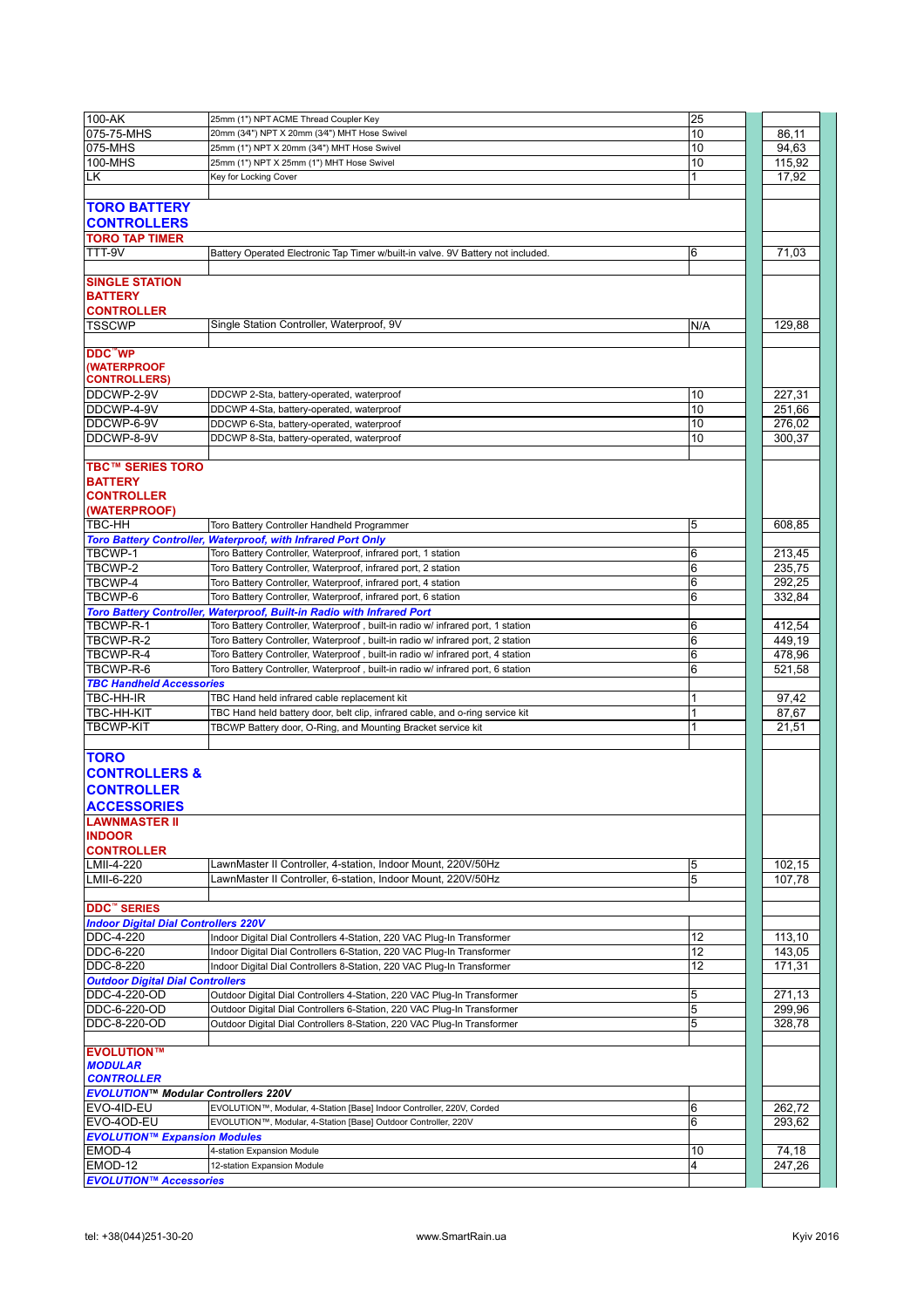| | | | | |
|---|---|---|---|---|
| 100-AK | 25mm (1") NPT ACME Thread Coupler Key | 25 | | |
| 075-75-MHS | 20mm (3/4") NPT X 20mm (3/4") MHT Hose Swivel | 10 | | 86,11 |
| 075-MHS | 25mm (1") NPT X 20mm (3/4") MHT Hose Swivel | 10 | | 94,63 |
| 100-MHS | 25mm (1") NPT X 25mm (1") MHT Hose Swivel | 10 | | 115,92 |
| LK | Key for Locking Cover | 1 | | 17,92 |
| | | | | |
| **TORO BATTERY CONTROLLERS** | | | | |
| **TORO TAP TIMER** | | | | |
| TTT-9V | Battery Operated Electronic Tap Timer w/built-in valve. 9V Battery not included. | 6 | | 71,03 |
| | | | | |
| **SINGLE STATION BATTERY CONTROLLER** | | | | |
| TSSCWP | Single Station Controller, Waterproof, 9V | N/A | | 129,88 |
| | | | | |
| **DDC™WP (WATERPROOF CONTROLLERS)** | | | | |
| DDCWP-2-9V | DDCWP 2-Sta, battery-operated, waterproof | 10 | | 227,31 |
| DDCWP-4-9V | DDCWP 4-Sta, battery-operated, waterproof | 10 | | 251,66 |
| DDCWP-6-9V | DDCWP 6-Sta, battery-operated, waterproof | 10 | | 276,02 |
| DDCWP-8-9V | DDCWP 8-Sta, battery-operated, waterproof | 10 | | 300,37 |
| | | | | |
| **TBC™ SERIES TORO BATTERY CONTROLLER (WATERPROOF)** | | | | |
| TBC-HH | Toro Battery Controller Handheld Programmer | 5 | | 608,85 |
| ***Toro Battery Controller, Waterproof, with Infrared Port Only*** | | | | |
| TBCWP-1 | Toro Battery Controller, Waterproof, infrared port, 1 station | 6 | | 213,45 |
| TBCWP-2 | Toro Battery Controller, Waterproof, infrared port, 2 station | 6 | | 235,75 |
| TBCWP-4 | Toro Battery Controller, Waterproof, infrared port, 4 station | 6 | | 292,25 |
| TBCWP-6 | Toro Battery Controller, Waterproof, infrared port, 6 station | 6 | | 332,84 |
| ***Toro Battery Controller, Waterproof, Built-in Radio with Infrared Port*** | | | | |
| TBCWP-R-1 | Toro Battery Controller, Waterproof , built-in radio w/ infrared port, 1 station | 6 | | 412,54 |
| TBCWP-R-2 | Toro Battery Controller, Waterproof , built-in radio w/ infrared port, 2 station | 6 | | 449,19 |
| TBCWP-R-4 | Toro Battery Controller, Waterproof , built-in radio w/ infrared port, 4 station | 6 | | 478,96 |
| TBCWP-R-6 | Toro Battery Controller, Waterproof , built-in radio w/ infrared port, 6 station | 6 | | 521,58 |
| ***TBC Handheld Accessories*** | | | | |
| TBC-HH-IR | TBC Hand held infrared cable replacement kit | 1 | | 97,42 |
| TBC-HH-KIT | TBC Hand held battery door, belt clip, infrared cable, and o-ring service kit | 1 | | 87,67 |
| TBCWP-KIT | TBCWP Battery door, O-Ring, and Mounting Bracket service kit | 1 | | 21,51 |
| | | | | |
| **TORO CONTROLLERS & CONTROLLER ACCESSORIES** | | | | |
| **LAWNMASTER II INDOOR CONTROLLER** | | | | |
| LMII-4-220 | LawnMaster II Controller, 4-station, Indoor Mount, 220V/50Hz | 5 | | 102,15 |
| LMII-6-220 | LawnMaster II Controller, 6-station, Indoor Mount, 220V/50Hz | 5 | | 107,78 |
| | | | | |
| **DDC™ SERIES** | | | | |
| ***Indoor Digital Dial Controllers 220V*** | | | | |
| DDC-4-220 | Indoor Digital Dial Controllers 4-Station, 220 VAC Plug-In Transformer | 12 | | 113,10 |
| DDC-6-220 | Indoor Digital Dial Controllers 6-Station, 220 VAC Plug-In Transformer | 12 | | 143,05 |
| DDC-8-220 | Indoor Digital Dial Controllers 8-Station, 220 VAC Plug-In Transformer | 12 | | 171,31 |
| ***Outdoor Digital Dial Controllers*** | | | | |
| DDC-4-220-OD | Outdoor Digital Dial Controllers 4-Station, 220 VAC Plug-In Transformer | 5 | | 271,13 |
| DDC-6-220-OD | Outdoor Digital Dial Controllers 6-Station, 220 VAC Plug-In Transformer | 5 | | 299,96 |
| DDC-8-220-OD | Outdoor Digital Dial Controllers 8-Station, 220 VAC Plug-In Transformer | 5 | | 328,78 |
| | | | | |
| **EVOLUTION™ *MODULAR CONTROLLER*** | | | | |
| ***EVOLUTION™ Modular Controllers 220V*** | | | | |
| EVO-4ID-EU | EVOLUTION™, Modular, 4-Station [Base] Indoor Controller, 220V, Corded | 6 | | 262,72 |
| EVO-4OD-EU | EVOLUTION™, Modular, 4-Station [Base] Outdoor Controller, 220V | 6 | | 293,62 |
| ***EVOLUTION™ Expansion Modules*** | | | | |
| EMOD-4 | 4-station Expansion Module | 10 | | 74,18 |
| EMOD-12 | 12-station Expansion Module | 4 | | 247,26 |
| ***EVOLUTION™ Accessories*** | | | | |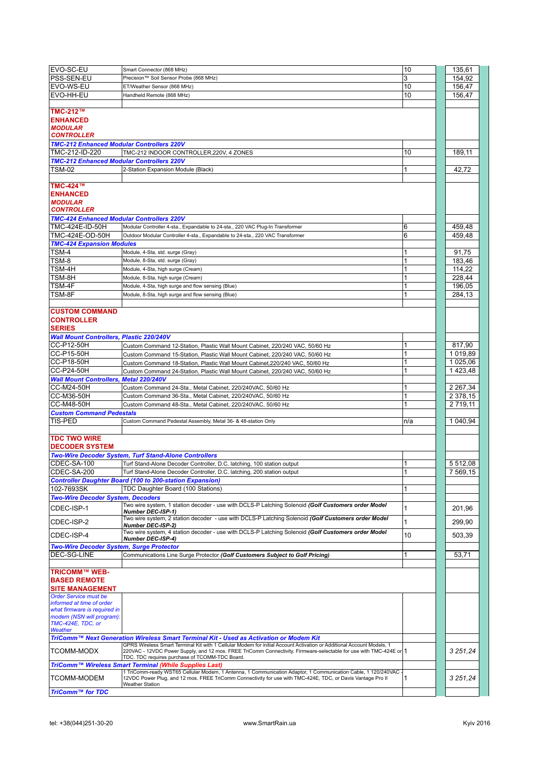| | | | | |
|---|---|---|---|---|
| EVO-SC-EU | Smart Connector (868 MHz) | 10 | | 135,61 |
| PSS-SEN-EU | Precision™ Soil Sensor Probe (868 MHz) | 3 | | 154,92 |
| EVO-WS-EU | ET/Weather Sensor (868 MHz) | 10 | | 156,47 |
| EVO-HH-EU | Handheld Remote (868 MHz) | 10 | | 156,47 |
| | | | | |
| **TMC-212™ ENHANCED *MODULAR CONTROLLER*** | | | | |
| ***TMC-212 Enhanced Modular Controllers 220V*** | | | | |
| TMC-212-ID-220 | TMC-212 INDOOR CONTROLLER,220V, 4 ZONES | 10 | | 189,11 |
| ***TMC-212 Enhanced Modular Controllers 220V*** | | | | |
| TSM-02 | 2-Station Expansion Module (Black) | 1 | | 42,72 |
| | | | | |
| **TMC-424™ ENHANCED *MODULAR CONTROLLER*** | | | | |
| ***TMC-424 Enhanced Modular Controllers 220V*** | | | | |
| TMC-424E-ID-50H | Modular Controller 4-sta., Expandable to 24-sta., 220 VAC Plug-In Transformer | 6 | | 459,48 |
| TMC-424E-OD-50H | Outdoor Modular Controller 4-sta., Expandable to 24-sta., 220 VAC Transformer | 6 | | 459,48 |
| ***TMC-424 Expansion Modules*** | | | | |
| TSM-4 | Module, 4-Sta, std. surge (Gray) | 1 | | 91,75 |
| TSM-8 | Module, 8-Sta, std. surge (Gray) | 1 | | 183,46 |
| TSM-4H | Module, 4-Sta, high surge (Cream) | 1 | | 114,22 |
| TSM-8H | Module, 8-Sta, high surge (Cream) | 1 | | 228,44 |
| TSM-4F | Module, 4-Sta, high surge and flow sensing (Blue) | 1 | | 196,05 |
| TSM-8F | Module, 8-Sta, high surge and flow sensing (Blue) | 1 | | 284,13 |
| | | | | |
| **CUSTOM COMMAND CONTROLLER SERIES** | | | | |
| ***Wall Mount Controllers, Plastic 220/240V*** | | | | |
| CC-P12-50H | Custom Command 12-Station, Plastic Wall Mount Cabinet, 220/240 VAC, 50/60 Hz | 1 | | 817,90 |
| CC-P15-50H | Custom Command 15-Station, Plastic Wall Mount Cabinet, 220/240 VAC, 50/60 Hz | 1 | | 1 019,89 |
| CC-P18-50H | Custom Command 18-Station, Plastic Wall Mount Cabinet,220/240 VAC, 50/60 Hz | 1 | | 1 025,06 |
| CC-P24-50H | Custom Command 24-Station, Plastic Wall Mount Cabinet, 220/240 VAC, 50/60 Hz | 1 | | 1 423,48 |
| ***Wall Mount Controllers, Metal 220/240V*** | | | | |
| CC-M24-50H | Custom Command 24-Sta., Metal Cabinet, 220/240VAC, 50/60 Hz | 1 | | 2 267,34 |
| CC-M36-50H | Custom Command 36-Sta., Metal Cabinet, 220/240VAC, 50/60 Hz | 1 | | 2 378,15 |
| CC-M48-50H | Custom Command 48-Sta., Metal Cabinet, 220/240VAC, 50/60 Hz | 1 | | 2 719,11 |
| ***Custom Command Pedestals*** | | | | |
| TIS-PED | Custom Command Pedestal Assembly, Metal 36- & 48-station Only | n/a | | 1 040,94 |
| | | | | |
| **TDC TWO WIRE DECODER SYSTEM** | | | | |
| ***Two-Wire Decoder System, Turf Stand-Alone Controllers*** | | | | |
| CDEC-SA-100 | Turf Stand-Alone Decoder Controller, D.C. latching, 100 station output | 1 | | 5 512,08 |
| CDEC-SA-200 | Turf Stand-Alone Decoder Controller, D.C. latching, 200 station output | 1 | | 7 569,15 |
| ***Controller Daughter Board (100 to 200-station Expansion)*** | | | | |
| 102-7693SK | TDC Daughter Board (100 Stations) | 1 | | |
| ***Two-Wire Decoder System, Decoders*** | | | | |
| CDEC-ISP-1 | Two wire system, 1 station decoder - use with DCLS-P Latching Solenoid ***(Golf Customers order Model Number DEC-ISP-1)*** | 1 | | 201,96 |
| CDEC-ISP-2 | Two wire system, 2 station decoder - use with DCLS-P Latching Solenoid ***(Golf Customers order Model Number DEC-ISP-2)*** | 1 | | 299,90 |
| CDEC-ISP-4 | Two wire system, 4 station decoder - use with DCLS-P Latching Solenoid ***(Golf Customers order Model Number DEC-ISP-4)*** | 10 | | 503,39 |
| ***Two-Wire Decoder System, Surge Protector*** | | | | |
| DEC-SG-LINE | Communications Line Surge Protector ***(Golf Customers Subject to Golf Pricing)*** | 1 | | 53,71 |
| | | | | |
| **TRICOMM™ WEB-BASED REMOTE SITE MANAGEMENT** | | | | |
| *Order Service must be informed at time of order what firmware is required in modem (NSN will program): TMC-424E, TDC, or Weather* | | | | |
| ***TriComm™ Next Generation Wireless Smart Terminal Kit - Used as Activation or Modem Kit*** | | | | |
| TCOMM-MODX | GPRS Wireless Smart Terminal Kit with 1 Cellular Modem for initial Account Activation or Additional Account Models, 1 220VAC - 12VDC Power Supply, and 12 mos. FREE TriComm Connectivity. Firmware-selectable for use with TMC-424E or TDC. TDC requires purchase of TCOMM-TDC Board. | 1 | | *3 251,24* |
| ***TriComm™ Wireless Smart Terminal (While Supplies Last)*** | | | | |
| TCOMM-MODEM | 1 TriComm-ready WST65 Cellular Modem, 1 Antenna, 1 Communication Adaptor, 1 Communication Cable, 1 120/240VAC - 12VDC Power Plug, and 12 mos. FREE TriComm Connectivity for use with TMC-424E, TDC, or Davis Vantage Pro II Weather Station | 1 | | *3 251,24* |
| ***TriComm™ for TDC*** | | | | |

tel: +38(044)251-30-20 www.SmartRain.ua Kyiv 2016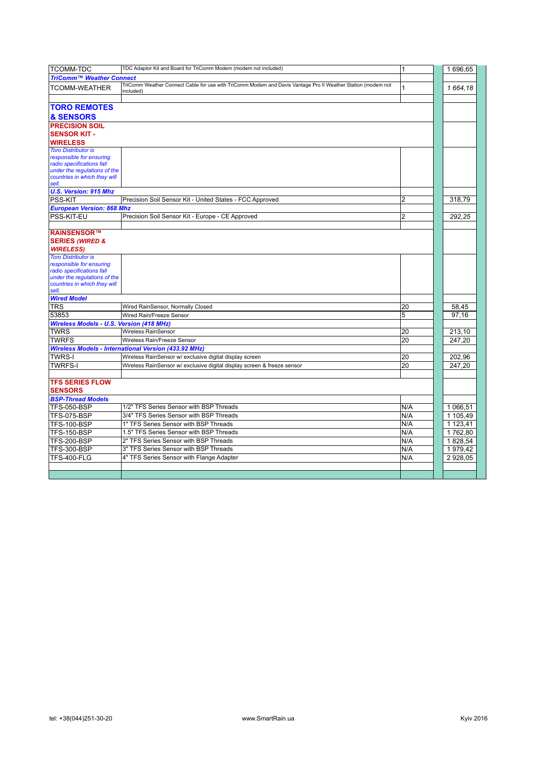| | | | | |
|---|---|---|---|---|
| TCOMM-TDC | TDC Adaptor Kit and Board for TriComm Modem (modem not included) | 1 | | 1 696,65 |
| ***TriComm™ Weather Connect*** | | | | |
| TCOMM-WEATHER | TriComm Weather Connect Cable for use with TriComm Modem and Davis Vantage Pro II Weather Station (modem not included) | 1 | | *1 664,18* |
| | | | | |
| **TORO REMOTES & SENSORS** | | | | |
| **PRECISION SOIL SENSOR KIT - WIRELESS** | | | | |
| *Toro Distributor is responsible for ensuring radio specifications fall under the regulations of the countries in which they will sell.* | | | | |
| ***U.S. Version: 915 Mhz*** | | | | |
| PSS-KIT | Precision Soil Sensor Kit - United States - FCC Approved | 2 | | 318,79 |
| ***European Version: 868 Mhz*** | | | | |
| PSS-KIT-EU | Precision Soil Sensor Kit - Europe - CE Approved | 2 | | *292,25* |
| | | | | |
| **RAINSENSOR™ SERIES *(WIRED & WIRELESS)*** | | | | |
| *Toro Distributor is responsible for ensuring radio specifications fall under the regulations of the countries in which they will sell.* | | | | |
| ***Wired Model*** | | | | |
| TRS | Wired RainSensor, Normally Closed | 20 | | 58,45 |
| 53853 | Wired Rain/Freeze Sensor | 5 | | 97,16 |
| ***Wireless Models - U.S. Version (418 MHz)*** | | | | |
| TWRS | Wireless RainSensor | 20 | | 213,10 |
| TWRFS | Wireless Rain/Freeze Sensor | 20 | | 247,20 |
| ***Wireless Models - International Version (433.92 MHz)*** | | | | |
| TWRS-I | Wireless RainSensor w/ exclusive digital display screen | 20 | | 202,96 |
| TWRFS-I | Wireless RainSensor w/ exclusive digital display screen & freeze sensor | 20 | | 247,20 |
| | | | | |
| **TFS SERIES FLOW SENSORS** | | | | |
| ***BSP-Thread Models*** | | | | |
| TFS-050-BSP | 1/2" TFS Series Sensor with BSP Threads | N/A | | 1 066,51 |
| TFS-075-BSP | 3/4" TFS Series Sensor with BSP Threads | N/A | | 1 105,49 |
| TFS-100-BSP | 1" TFS Series Sensor with BSP Threads | N/A | | 1 123,41 |
| TFS-150-BSP | 1.5" TFS Series Sensor with BSP Threads | N/A | | 1 762,80 |
| TFS-200-BSP | 2" TFS Series Sensor with BSP Threads | N/A | | 1 828,54 |
| TFS-300-BSP | 3" TFS Series Sensor with BSP Threads | N/A | | 1 979,42 |
| TFS-400-FLG | 4" TFS Series Sensor with Flange Adapter | N/A | | 2 928,05 |

tel: +38(044)251-30-20 www.SmartRain.ua Kyiv 2016